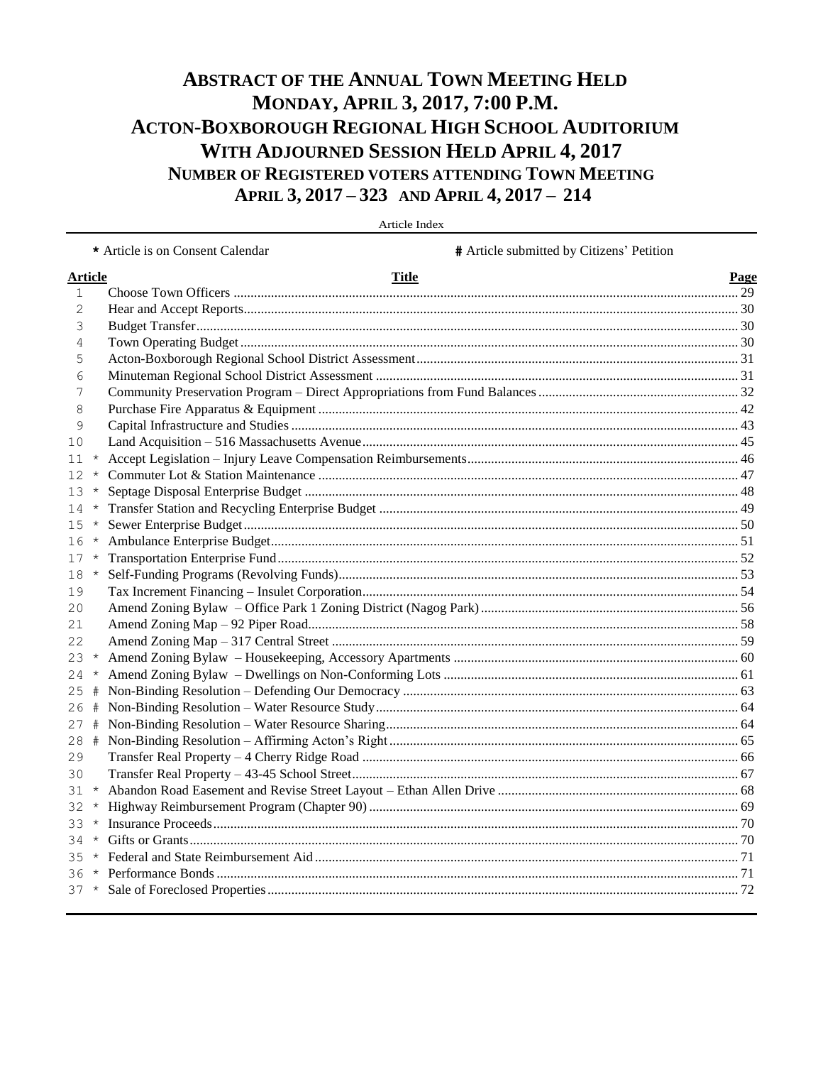# ABSTRACT OF THE ANNUAL TOWN MEETING HELD MONDAY, APRIL 3, 2017, 7:00 P.M. ACTON-BOXBOROUGH REGIONAL HIGH SCHOOL AUDITORIUM WITH ADJOURNED SESSION HELD APRIL 4, 2017

## NUMBER OF REGISTERED VOTERS ATTENDING TOWN MEETING APRIL 3, 2017 – 323 AND APRIL 4, 2017 – 214

Article Index

\* Article is on Consent Calendar

\# Article submitted by Citizens' Petition

| Article | | Title | Page |
|---|---|---|---|
| 1 | | Choose Town Officers | 29 |
| 2 | | Hear and Accept Reports | 30 |
| 3 | | Budget Transfer | 30 |
| 4 | | Town Operating Budget | 30 |
| 5 | | Acton-Boxborough Regional School District Assessment | 31 |
| 6 | | Minuteman Regional School District Assessment | 31 |
| 7 | | Community Preservation Program – Direct Appropriations from Fund Balances | 32 |
| 8 | | Purchase Fire Apparatus & Equipment | 42 |
| 9 | | Capital Infrastructure and Studies | 43 |
| 10 | | Land Acquisition – 516 Massachusetts Avenue | 45 |
| 11 | * | Accept Legislation – Injury Leave Compensation Reimbursements | 46 |
| 12 | * | Commuter Lot & Station Maintenance | 47 |
| 13 | * | Septage Disposal Enterprise Budget | 48 |
| 14 | * | Transfer Station and Recycling Enterprise Budget | 49 |
| 15 | * | Sewer Enterprise Budget | 50 |
| 16 | * | Ambulance Enterprise Budget | 51 |
| 17 | * | Transportation Enterprise Fund | 52 |
| 18 | * | Self-Funding Programs (Revolving Funds) | 53 |
| 19 | | Tax Increment Financing – Insulet Corporation | 54 |
| 20 | | Amend Zoning Bylaw – Office Park 1 Zoning District (Nagog Park) | 56 |
| 21 | | Amend Zoning Map – 92 Piper Road | 58 |
| 22 | | Amend Zoning Map – 317 Central Street | 59 |
| 23 | * | Amend Zoning Bylaw – Housekeeping, Accessory Apartments | 60 |
| 24 | * | Amend Zoning Bylaw – Dwellings on Non-Conforming Lots | 61 |
| 25 | # | Non-Binding Resolution – Defending Our Democracy | 63 |
| 26 | # | Non-Binding Resolution – Water Resource Study | 64 |
| 27 | # | Non-Binding Resolution – Water Resource Sharing | 64 |
| 28 | # | Non-Binding Resolution – Affirming Acton's Right | 65 |
| 29 | | Transfer Real Property – 4 Cherry Ridge Road | 66 |
| 30 | | Transfer Real Property – 43-45 School Street | 67 |
| 31 | * | Abandon Road Easement and Revise Street Layout – Ethan Allen Drive | 68 |
| 32 | * | Highway Reimbursement Program (Chapter 90) | 69 |
| 33 | * | Insurance Proceeds | 70 |
| 34 | * | Gifts or Grants | 70 |
| 35 | * | Federal and State Reimbursement Aid | 71 |
| 36 | * | Performance Bonds | 71 |
| 37 | * | Sale of Foreclosed Properties | 72 |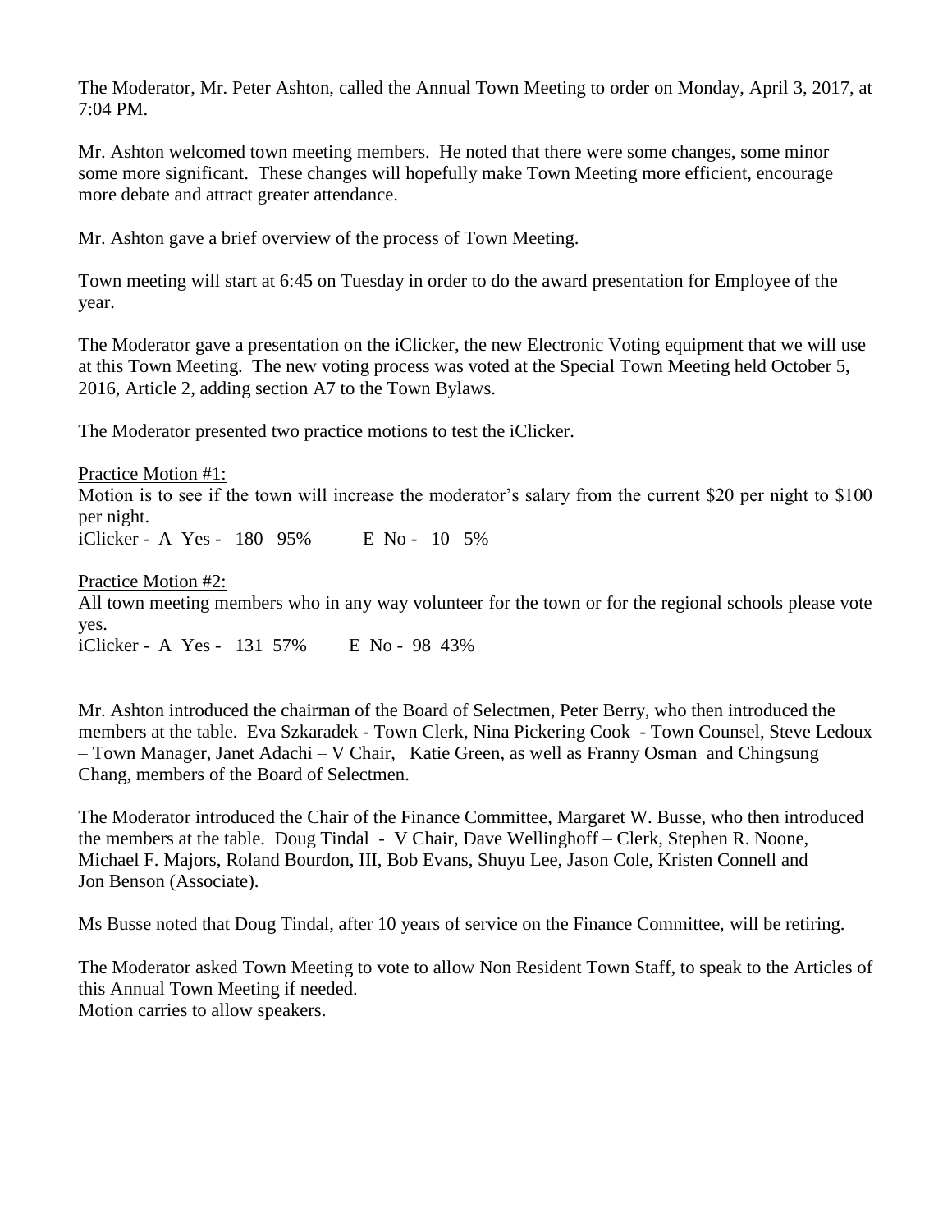The Moderator, Mr. Peter Ashton, called the Annual Town Meeting to order on Monday, April 3, 2017, at 7:04 PM.

Mr. Ashton welcomed town meeting members. He noted that there were some changes, some minor some more significant. These changes will hopefully make Town Meeting more efficient, encourage more debate and attract greater attendance.

Mr. Ashton gave a brief overview of the process of Town Meeting.

Town meeting will start at 6:45 on Tuesday in order to do the award presentation for Employee of the year.

The Moderator gave a presentation on the iClicker, the new Electronic Voting equipment that we will use at this Town Meeting. The new voting process was voted at the Special Town Meeting held October 5, 2016, Article 2, adding section A7 to the Town Bylaws.

The Moderator presented two practice motions to test the iClicker.

Practice Motion #1:
Motion is to see if the town will increase the moderator's salary from the current $20 per night to $100 per night.
iClicker - A Yes - 180 95% E No - 10 5%

Practice Motion #2:
All town meeting members who in any way volunteer for the town or for the regional schools please vote yes.
iClicker - A Yes - 131 57% E No - 98 43%

Mr. Ashton introduced the chairman of the Board of Selectmen, Peter Berry, who then introduced the members at the table. Eva Szkaradek - Town Clerk, Nina Pickering Cook - Town Counsel, Steve Ledoux – Town Manager, Janet Adachi – V Chair, Katie Green, as well as Franny Osman and Chingsung Chang, members of the Board of Selectmen.

The Moderator introduced the Chair of the Finance Committee, Margaret W. Busse, who then introduced the members at the table. Doug Tindal - V Chair, Dave Wellinghoff – Clerk, Stephen R. Noone, Michael F. Majors, Roland Bourdon, III, Bob Evans, Shuyu Lee, Jason Cole, Kristen Connell and Jon Benson (Associate).

Ms Busse noted that Doug Tindal, after 10 years of service on the Finance Committee, will be retiring.

The Moderator asked Town Meeting to vote to allow Non Resident Town Staff, to speak to the Articles of this Annual Town Meeting if needed.
Motion carries to allow speakers.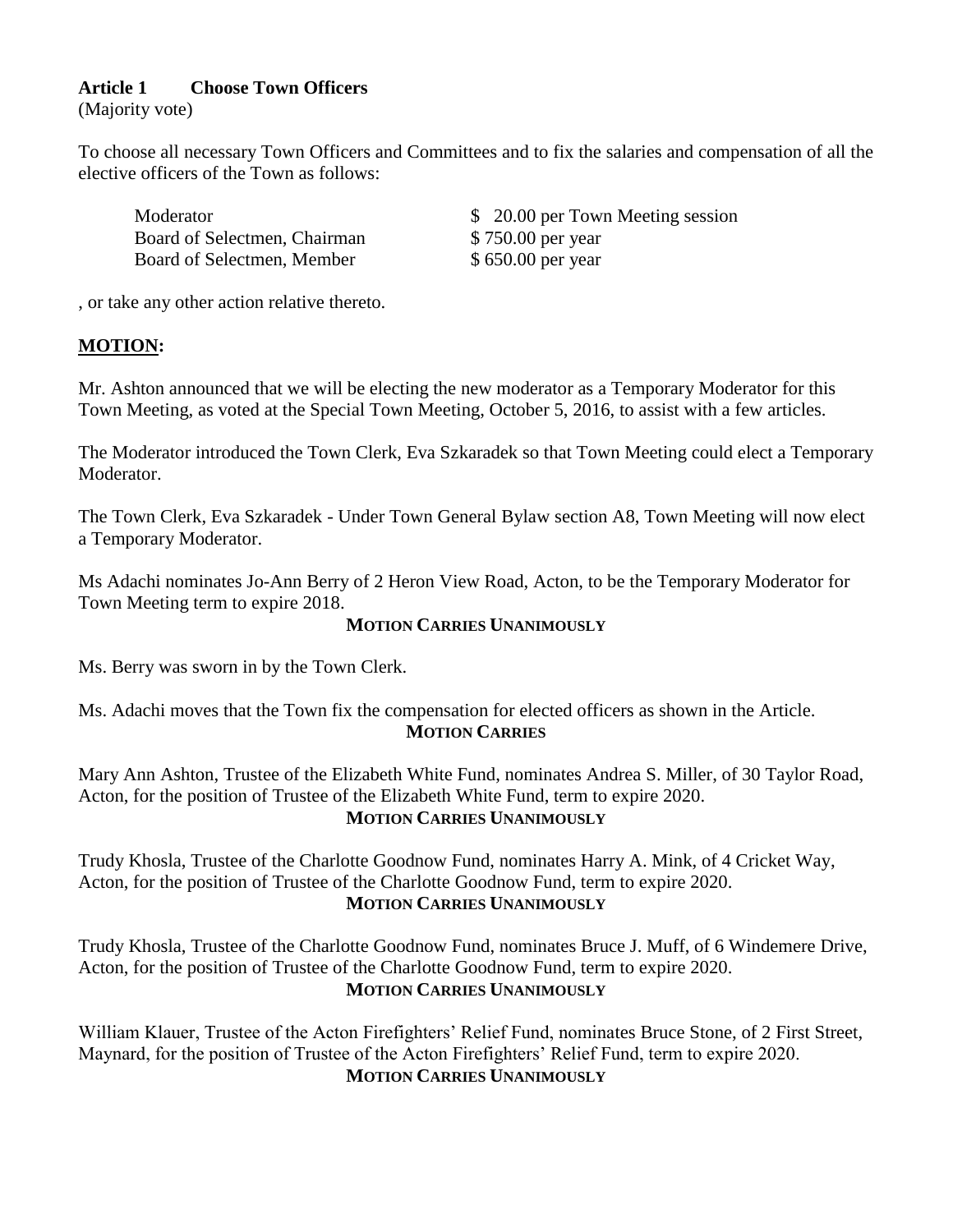**Article 1 Choose Town Officers**
(Majority vote)

To choose all necessary Town Officers and Committees and to fix the salaries and compensation of all the elective officers of the Town as follows:

| | |
|---|---|
| Moderator | $ 20.00 per Town Meeting session |
| Board of Selectmen, Chairman | $ 750.00 per year |
| Board of Selectmen, Member | $ 650.00 per year |

, or take any other action relative thereto.

**MOTION:**

Mr. Ashton announced that we will be electing the new moderator as a Temporary Moderator for this Town Meeting, as voted at the Special Town Meeting, October 5, 2016, to assist with a few articles.

The Moderator introduced the Town Clerk, Eva Szkaradek so that Town Meeting could elect a Temporary Moderator.

The Town Clerk, Eva Szkaradek - Under Town General Bylaw section A8, Town Meeting will now elect a Temporary Moderator.

Ms Adachi nominates Jo-Ann Berry of 2 Heron View Road, Acton, to be the Temporary Moderator for Town Meeting term to expire 2018.

**MOTION CARRIES UNANIMOUSLY**

Ms. Berry was sworn in by the Town Clerk.

Ms. Adachi moves that the Town fix the compensation for elected officers as shown in the Article.

**MOTION CARRIES**

Mary Ann Ashton, Trustee of the Elizabeth White Fund, nominates Andrea S. Miller, of 30 Taylor Road, Acton, for the position of Trustee of the Elizabeth White Fund, term to expire 2020.

**MOTION CARRIES UNANIMOUSLY**

Trudy Khosla, Trustee of the Charlotte Goodnow Fund, nominates Harry A. Mink, of 4 Cricket Way, Acton, for the position of Trustee of the Charlotte Goodnow Fund, term to expire 2020.

**MOTION CARRIES UNANIMOUSLY**

Trudy Khosla, Trustee of the Charlotte Goodnow Fund, nominates Bruce J. Muff, of 6 Windemere Drive, Acton, for the position of Trustee of the Charlotte Goodnow Fund, term to expire 2020.

**MOTION CARRIES UNANIMOUSLY**

William Klauer, Trustee of the Acton Firefighters' Relief Fund, nominates Bruce Stone, of 2 First Street, Maynard, for the position of Trustee of the Acton Firefighters' Relief Fund, term to expire 2020.

**MOTION CARRIES UNANIMOUSLY**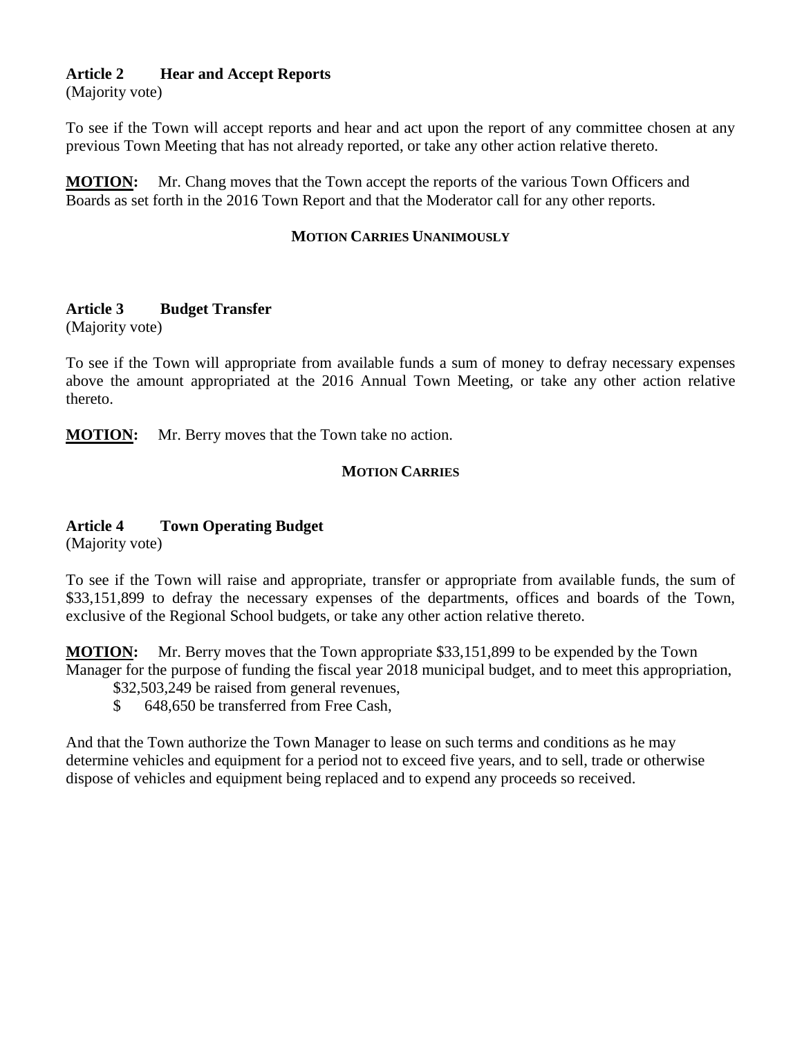**Article 2 Hear and Accept Reports**
(Majority vote)

To see if the Town will accept reports and hear and act upon the report of any committee chosen at any previous Town Meeting that has not already reported, or take any other action relative thereto.

**MOTION:** Mr. Chang moves that the Town accept the reports of the various Town Officers and Boards as set forth in the 2016 Town Report and that the Moderator call for any other reports.

**MOTION CARRIES UNANIMOUSLY**

**Article 3 Budget Transfer**
(Majority vote)

To see if the Town will appropriate from available funds a sum of money to defray necessary expenses above the amount appropriated at the 2016 Annual Town Meeting, or take any other action relative thereto.

**MOTION:** Mr. Berry moves that the Town take no action.

**MOTION CARRIES**

**Article 4 Town Operating Budget**
(Majority vote)

To see if the Town will raise and appropriate, transfer or appropriate from available funds, the sum of $33,151,899 to defray the necessary expenses of the departments, offices and boards of the Town, exclusive of the Regional School budgets, or take any other action relative thereto.

**MOTION:** Mr. Berry moves that the Town appropriate $33,151,899 to be expended by the Town Manager for the purpose of funding the fiscal year 2018 municipal budget, and to meet this appropriation,

$32,503,249 be raised from general revenues,
$ 648,650 be transferred from Free Cash,

And that the Town authorize the Town Manager to lease on such terms and conditions as he may determine vehicles and equipment for a period not to exceed five years, and to sell, trade or otherwise dispose of vehicles and equipment being replaced and to expend any proceeds so received.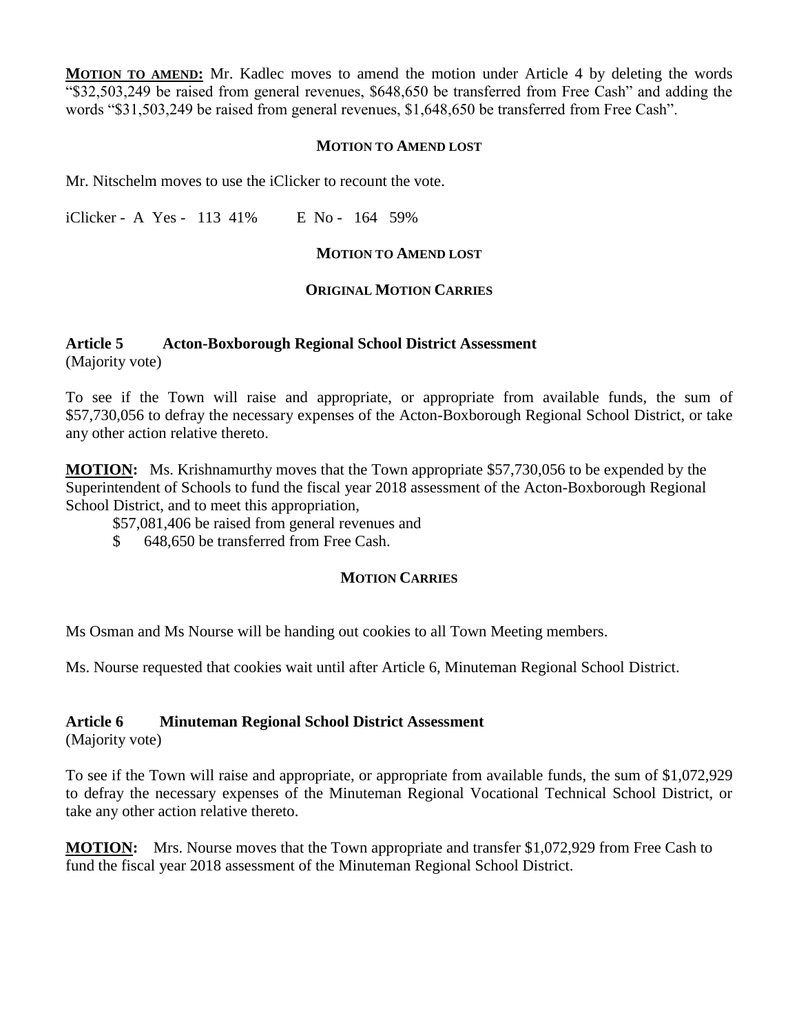**MOTION TO AMEND:** Mr. Kadlec moves to amend the motion under Article 4 by deleting the words "$32,503,249 be raised from general revenues, $648,650 be transferred from Free Cash" and adding the words "$31,503,249 be raised from general revenues, $1,648,650 be transferred from Free Cash".

**MOTION TO AMEND LOST**

Mr. Nitschelm moves to use the iClicker to recount the vote.

iClicker - A Yes - 113 41%   E No - 164 59%

**MOTION TO AMEND LOST**

**ORIGINAL MOTION CARRIES**

**Article 5 Acton-Boxborough Regional School District Assessment**
(Majority vote)

To see if the Town will raise and appropriate, or appropriate from available funds, the sum of $57,730,056 to defray the necessary expenses of the Acton-Boxborough Regional School District, or take any other action relative thereto.

**MOTION:** Ms. Krishnamurthy moves that the Town appropriate $57,730,056 to be expended by the Superintendent of Schools to fund the fiscal year 2018 assessment of the Acton-Boxborough Regional School District, and to meet this appropriation,

$57,081,406 be raised from general revenues and
$ 648,650 be transferred from Free Cash.

**MOTION CARRIES**

Ms Osman and Ms Nourse will be handing out cookies to all Town Meeting members.

Ms. Nourse requested that cookies wait until after Article 6, Minuteman Regional School District.

**Article 6 Minuteman Regional School District Assessment**
(Majority vote)

To see if the Town will raise and appropriate, or appropriate from available funds, the sum of $1,072,929 to defray the necessary expenses of the Minuteman Regional Vocational Technical School District, or take any other action relative thereto.

**MOTION:** Mrs. Nourse moves that the Town appropriate and transfer $1,072,929 from Free Cash to fund the fiscal year 2018 assessment of the Minuteman Regional School District.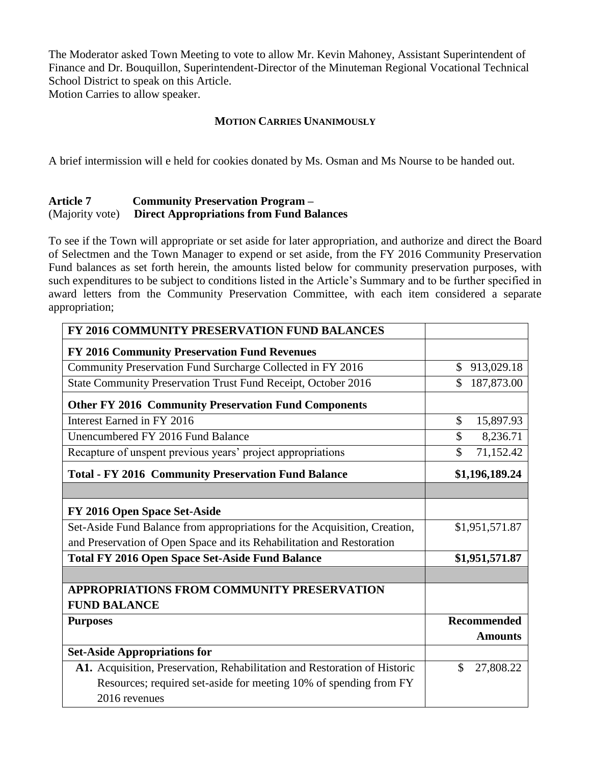The Moderator asked Town Meeting to vote to allow Mr. Kevin Mahoney, Assistant Superintendent of Finance and Dr. Bouquillon, Superintendent-Director of the Minuteman Regional Vocational Technical School District to speak on this Article.
Motion Carries to allow speaker.

**MOTION CARRIES UNANIMOUSLY**

A brief intermission will e held for cookies donated by Ms. Osman and Ms Nourse to be handed out.

**Article 7** **Community Preservation Program –**
(Majority vote) **Direct Appropriations from Fund Balances**

To see if the Town will appropriate or set aside for later appropriation, and authorize and direct the Board of Selectmen and the Town Manager to expend or set aside, from the FY 2016 Community Preservation Fund balances as set forth herein, the amounts listed below for community preservation purposes, with such expenditures to be subject to conditions listed in the Article's Summary and to be further specified in award letters from the Community Preservation Committee, with each item considered a separate appropriation;

| **FY 2016 COMMUNITY PRESERVATION FUND BALANCES** | |
|---|---|
| **FY 2016 Community Preservation Fund Revenues** | |
| Community Preservation Fund Surcharge Collected in FY 2016 | $ 913,029.18 |
| State Community Preservation Trust Fund Receipt, October 2016 | $ 187,873.00 |
| **Other FY 2016 Community Preservation Fund Components** | |
| Interest Earned in FY 2016 | $ 15,897.93 |
| Unencumbered FY 2016 Fund Balance | $ 8,236.71 |
| Recapture of unspent previous years' project appropriations | $ 71,152.42 |
| **Total - FY 2016 Community Preservation Fund Balance** | **$1,196,189.24** |
| | |
| **FY 2016 Open Space Set-Aside** | |
| Set-Aside Fund Balance from appropriations for the Acquisition, Creation, and Preservation of Open Space and its Rehabilitation and Restoration | $1,951,571.87 |
| **Total FY 2016 Open Space Set-Aside Fund Balance** | **$1,951,571.87** |
| | |
| **APPROPRIATIONS FROM COMMUNITY PRESERVATION FUND BALANCE** | |
| **Purposes** | **Recommended Amounts** |
| **Set-Aside Appropriations for** | |
| **A1.** Acquisition, Preservation, Rehabilitation and Restoration of Historic Resources; required set-aside for meeting 10% of spending from FY 2016 revenues | $ 27,808.22 |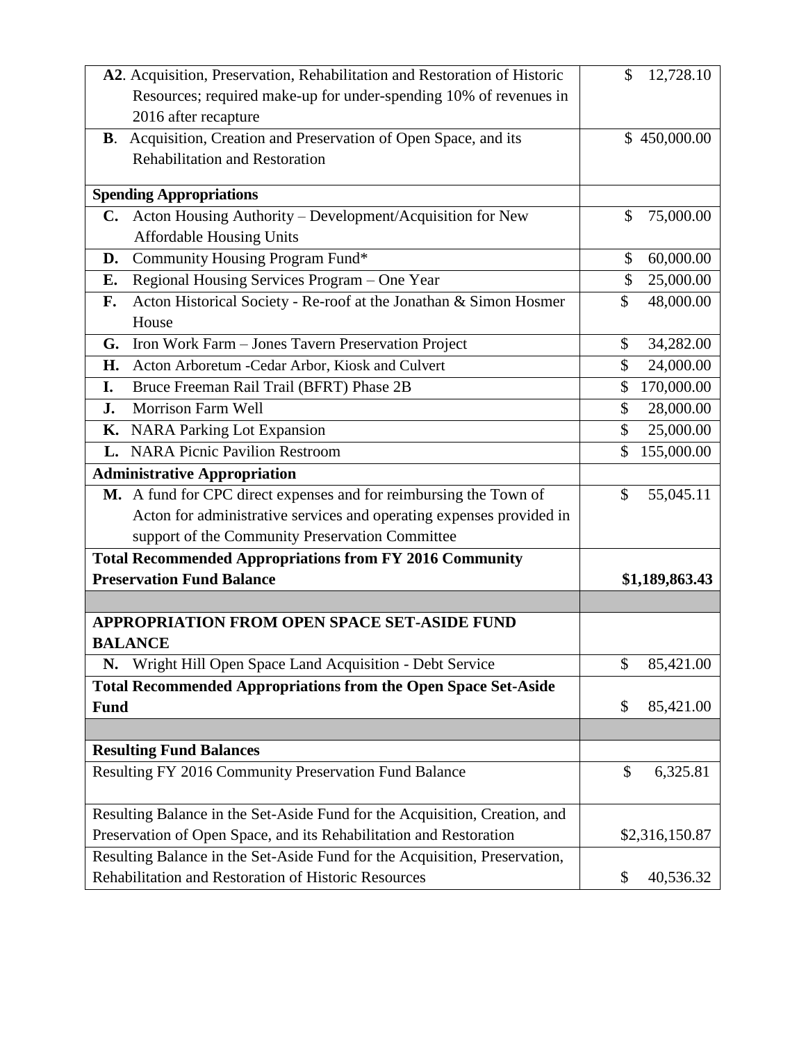| | |
|---|---|
| **A2**. Acquisition, Preservation, Rehabilitation and Restoration of Historic Resources; required make-up for under-spending 10% of revenues in 2016 after recapture | $ 12,728.10 |
| **B**. Acquisition, Creation and Preservation of Open Space, and its Rehabilitation and Restoration | $ 450,000.00 |
| **Spending Appropriations** | |
| **C.** Acton Housing Authority – Development/Acquisition for New Affordable Housing Units | $ 75,000.00 |
| **D.** Community Housing Program Fund* | $ 60,000.00 |
| **E.** Regional Housing Services Program – One Year | $ 25,000.00 |
| **F.** Acton Historical Society - Re-roof at the Jonathan & Simon Hosmer House | $ 48,000.00 |
| **G.** Iron Work Farm – Jones Tavern Preservation Project | $ 34,282.00 |
| **H.** Acton Arboretum -Cedar Arbor, Kiosk and Culvert | $ 24,000.00 |
| **I.** Bruce Freeman Rail Trail (BFRT) Phase 2B | $ 170,000.00 |
| **J.** Morrison Farm Well | $ 28,000.00 |
| **K.** NARA Parking Lot Expansion | $ 25,000.00 |
| **L.** NARA Picnic Pavilion Restroom | $ 155,000.00 |
| **Administrative Appropriation** | |
| **M.** A fund for CPC direct expenses and for reimbursing the Town of Acton for administrative services and operating expenses provided in support of the Community Preservation Committee | $ 55,045.11 |
| **Total Recommended Appropriations from FY 2016 Community Preservation Fund Balance** | **$1,189,863.43** |
| | |
| **APPROPRIATION FROM OPEN SPACE SET-ASIDE FUND BALANCE** | |
| **N.** Wright Hill Open Space Land Acquisition - Debt Service | $ 85,421.00 |
| **Total Recommended Appropriations from the Open Space Set-Aside Fund** | $ 85,421.00 |
| | |
| **Resulting Fund Balances** | |
| Resulting FY 2016 Community Preservation Fund Balance | $ 6,325.81 |
| Resulting Balance in the Set-Aside Fund for the Acquisition, Creation, and Preservation of Open Space, and its Rehabilitation and Restoration | $2,316,150.87 |
| Resulting Balance in the Set-Aside Fund for the Acquisition, Preservation, Rehabilitation and Restoration of Historic Resources | $ 40,536.32 |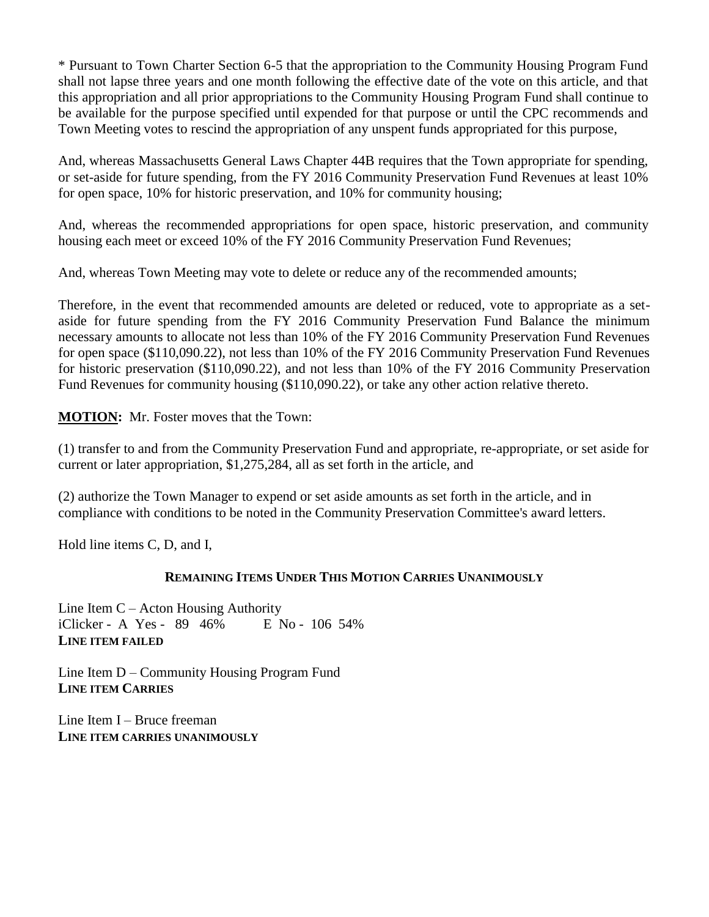* Pursuant to Town Charter Section 6-5 that the appropriation to the Community Housing Program Fund shall not lapse three years and one month following the effective date of the vote on this article, and that this appropriation and all prior appropriations to the Community Housing Program Fund shall continue to be available for the purpose specified until expended for that purpose or until the CPC recommends and Town Meeting votes to rescind the appropriation of any unspent funds appropriated for this purpose,

And, whereas Massachusetts General Laws Chapter 44B requires that the Town appropriate for spending, or set-aside for future spending, from the FY 2016 Community Preservation Fund Revenues at least 10% for open space, 10% for historic preservation, and 10% for community housing;

And, whereas the recommended appropriations for open space, historic preservation, and community housing each meet or exceed 10% of the FY 2016 Community Preservation Fund Revenues;

And, whereas Town Meeting may vote to delete or reduce any of the recommended amounts;

Therefore, in the event that recommended amounts are deleted or reduced, vote to appropriate as a set-aside for future spending from the FY 2016 Community Preservation Fund Balance the minimum necessary amounts to allocate not less than 10% of the FY 2016 Community Preservation Fund Revenues for open space ($110,090.22), not less than 10% of the FY 2016 Community Preservation Fund Revenues for historic preservation ($110,090.22), and not less than 10% of the FY 2016 Community Preservation Fund Revenues for community housing ($110,090.22), or take any other action relative thereto.

**MOTION:** Mr. Foster moves that the Town:

(1) transfer to and from the Community Preservation Fund and appropriate, re-appropriate, or set aside for current or later appropriation, $1,275,284, all as set forth in the article, and

(2) authorize the Town Manager to expend or set aside amounts as set forth in the article, and in compliance with conditions to be noted in the Community Preservation Committee's award letters.

Hold line items C, D, and I,

**REMAINING ITEMS UNDER THIS MOTION CARRIES UNANIMOUSLY**

Line Item C – Acton Housing Authority
iClicker - A Yes - 89 46% E No - 106 54%
**LINE ITEM FAILED**

Line Item D – Community Housing Program Fund
**LINE ITEM CARRIES**

Line Item I – Bruce freeman
**LINE ITEM CARRIES UNANIMOUSLY**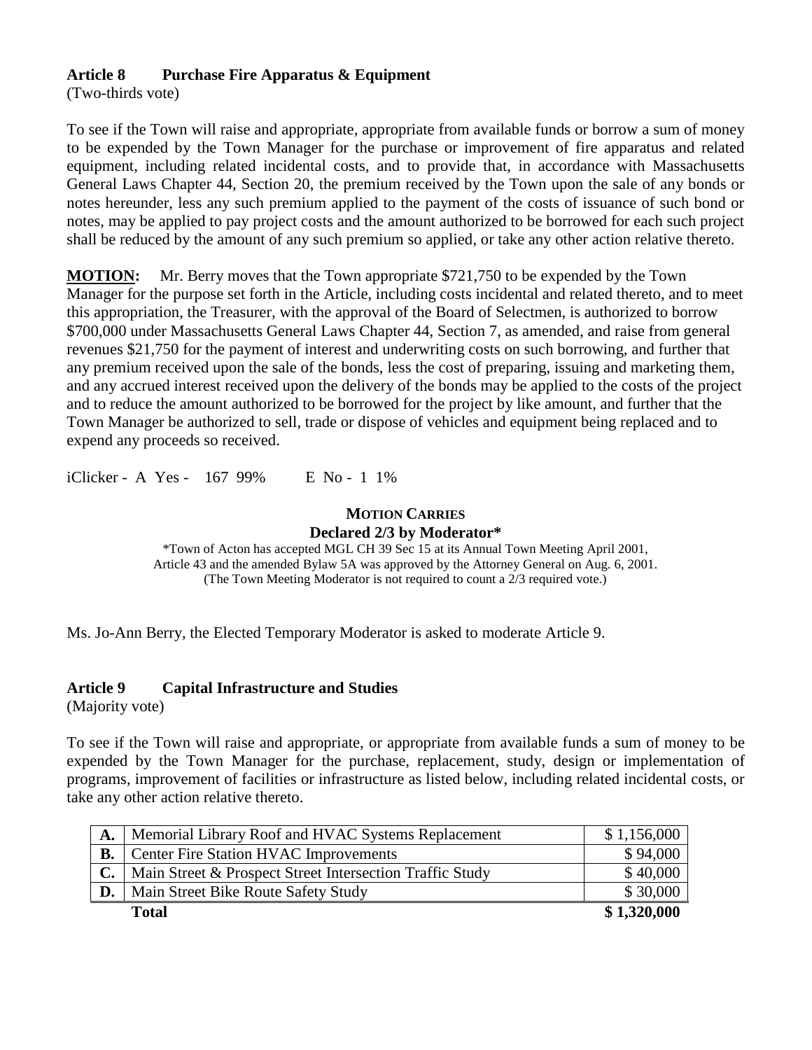**Article 8 Purchase Fire Apparatus & Equipment**
(Two-thirds vote)

To see if the Town will raise and appropriate, appropriate from available funds or borrow a sum of money to be expended by the Town Manager for the purchase or improvement of fire apparatus and related equipment, including related incidental costs, and to provide that, in accordance with Massachusetts General Laws Chapter 44, Section 20, the premium received by the Town upon the sale of any bonds or notes hereunder, less any such premium applied to the payment of the costs of issuance of such bond or notes, may be applied to pay project costs and the amount authorized to be borrowed for each such project shall be reduced by the amount of any such premium so applied, or take any other action relative thereto.

**MOTION:** Mr. Berry moves that the Town appropriate $721,750 to be expended by the Town Manager for the purpose set forth in the Article, including costs incidental and related thereto, and to meet this appropriation, the Treasurer, with the approval of the Board of Selectmen, is authorized to borrow $700,000 under Massachusetts General Laws Chapter 44, Section 7, as amended, and raise from general revenues $21,750 for the payment of interest and underwriting costs on such borrowing, and further that any premium received upon the sale of the bonds, less the cost of preparing, issuing and marketing them, and any accrued interest received upon the delivery of the bonds may be applied to the costs of the project and to reduce the amount authorized to be borrowed for the project by like amount, and further that the Town Manager be authorized to sell, trade or dispose of vehicles and equipment being replaced and to expend any proceeds so received.

iClicker - A Yes - 167 99% E No - 1 1%

**MOTION CARRIES**
**Declared 2/3 by Moderator***

*Town of Acton has accepted MGL CH 39 Sec 15 at its Annual Town Meeting April 2001, Article 43 and the amended Bylaw 5A was approved by the Attorney General on Aug. 6, 2001. (The Town Meeting Moderator is not required to count a 2/3 required vote.)

Ms. Jo-Ann Berry, the Elected Temporary Moderator is asked to moderate Article 9.

**Article 9 Capital Infrastructure and Studies**
(Majority vote)

To see if the Town will raise and appropriate, or appropriate from available funds a sum of money to be expended by the Town Manager for the purchase, replacement, study, design or implementation of programs, improvement of facilities or infrastructure as listed below, including related incidental costs, or take any other action relative thereto.

| | | |
|---|---|---|
| **A.** | Memorial Library Roof and HVAC Systems Replacement | $ 1,156,000 |
| **B.** | Center Fire Station HVAC Improvements | $ 94,000 |
| **C.** | Main Street & Prospect Street Intersection Traffic Study | $ 40,000 |
| **D.** | Main Street Bike Route Safety Study | $ 30,000 |
| | **Total** | **$ 1,320,000** |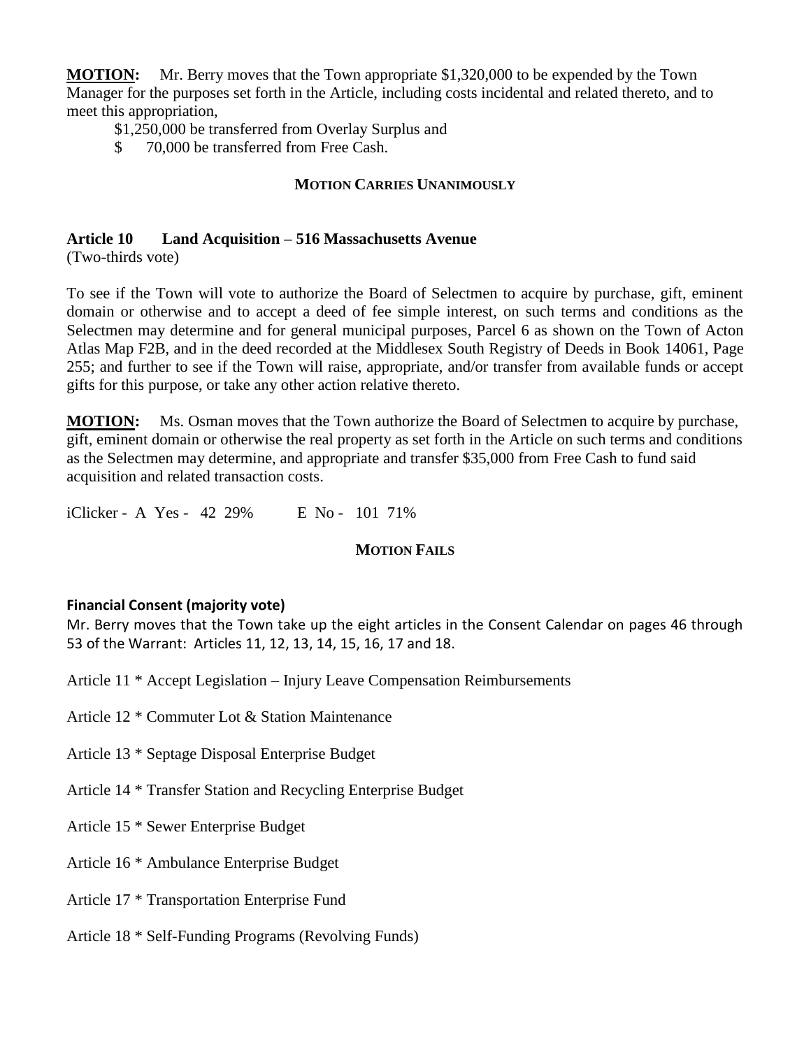**MOTION:** Mr. Berry moves that the Town appropriate $1,320,000 to be expended by the Town Manager for the purposes set forth in the Article, including costs incidental and related thereto, and to meet this appropriation,

$1,250,000 be transferred from Overlay Surplus and
$ 70,000 be transferred from Free Cash.

**MOTION CARRIES UNANIMOUSLY**

## Article 10 Land Acquisition – 516 Massachusetts Avenue

(Two-thirds vote)

To see if the Town will vote to authorize the Board of Selectmen to acquire by purchase, gift, eminent domain or otherwise and to accept a deed of fee simple interest, on such terms and conditions as the Selectmen may determine and for general municipal purposes, Parcel 6 as shown on the Town of Acton Atlas Map F2B, and in the deed recorded at the Middlesex South Registry of Deeds in Book 14061, Page 255; and further to see if the Town will raise, appropriate, and/or transfer from available funds or accept gifts for this purpose, or take any other action relative thereto.

**MOTION:** Ms. Osman moves that the Town authorize the Board of Selectmen to acquire by purchase, gift, eminent domain or otherwise the real property as set forth in the Article on such terms and conditions as the Selectmen may determine, and appropriate and transfer $35,000 from Free Cash to fund said acquisition and related transaction costs.

iClicker - A Yes - 42 29% E No - 101 71%

**MOTION FAILS**

**Financial Consent (majority vote)**

Mr. Berry moves that the Town take up the eight articles in the Consent Calendar on pages 46 through 53 of the Warrant: Articles 11, 12, 13, 14, 15, 16, 17 and 18.

Article 11 * Accept Legislation – Injury Leave Compensation Reimbursements

Article 12 * Commuter Lot & Station Maintenance

Article 13 * Septage Disposal Enterprise Budget

Article 14 * Transfer Station and Recycling Enterprise Budget

Article 15 * Sewer Enterprise Budget

Article 16 * Ambulance Enterprise Budget

Article 17 * Transportation Enterprise Fund

Article 18 * Self-Funding Programs (Revolving Funds)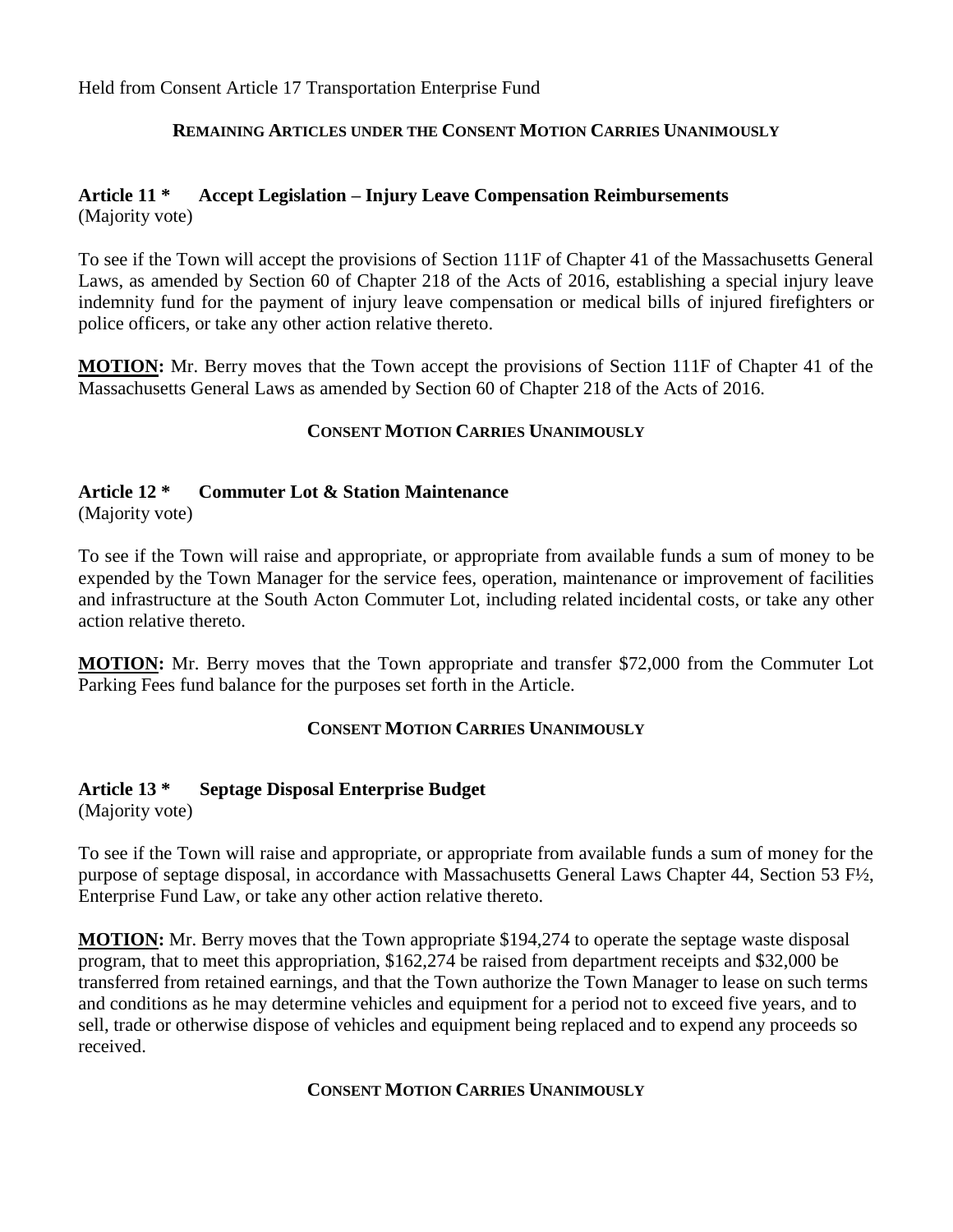Held from Consent Article 17 Transportation Enterprise Fund

**REMAINING ARTICLES UNDER THE CONSENT MOTION CARRIES UNANIMOUSLY**

**Article 11 * Accept Legislation – Injury Leave Compensation Reimbursements**
(Majority vote)

To see if the Town will accept the provisions of Section 111F of Chapter 41 of the Massachusetts General Laws, as amended by Section 60 of Chapter 218 of the Acts of 2016, establishing a special injury leave indemnity fund for the payment of injury leave compensation or medical bills of injured firefighters or police officers, or take any other action relative thereto.

**MOTION:** Mr. Berry moves that the Town accept the provisions of Section 111F of Chapter 41 of the Massachusetts General Laws as amended by Section 60 of Chapter 218 of the Acts of 2016.

**CONSENT MOTION CARRIES UNANIMOUSLY**

**Article 12 * Commuter Lot & Station Maintenance**
(Majority vote)

To see if the Town will raise and appropriate, or appropriate from available funds a sum of money to be expended by the Town Manager for the service fees, operation, maintenance or improvement of facilities and infrastructure at the South Acton Commuter Lot, including related incidental costs, or take any other action relative thereto.

**MOTION:** Mr. Berry moves that the Town appropriate and transfer $72,000 from the Commuter Lot Parking Fees fund balance for the purposes set forth in the Article.

**CONSENT MOTION CARRIES UNANIMOUSLY**

**Article 13 * Septage Disposal Enterprise Budget**
(Majority vote)

To see if the Town will raise and appropriate, or appropriate from available funds a sum of money for the purpose of septage disposal, in accordance with Massachusetts General Laws Chapter 44, Section 53 F½, Enterprise Fund Law, or take any other action relative thereto.

**MOTION:** Mr. Berry moves that the Town appropriate $194,274 to operate the septage waste disposal program, that to meet this appropriation, $162,274 be raised from department receipts and $32,000 be transferred from retained earnings, and that the Town authorize the Town Manager to lease on such terms and conditions as he may determine vehicles and equipment for a period not to exceed five years, and to sell, trade or otherwise dispose of vehicles and equipment being replaced and to expend any proceeds so received.

**CONSENT MOTION CARRIES UNANIMOUSLY**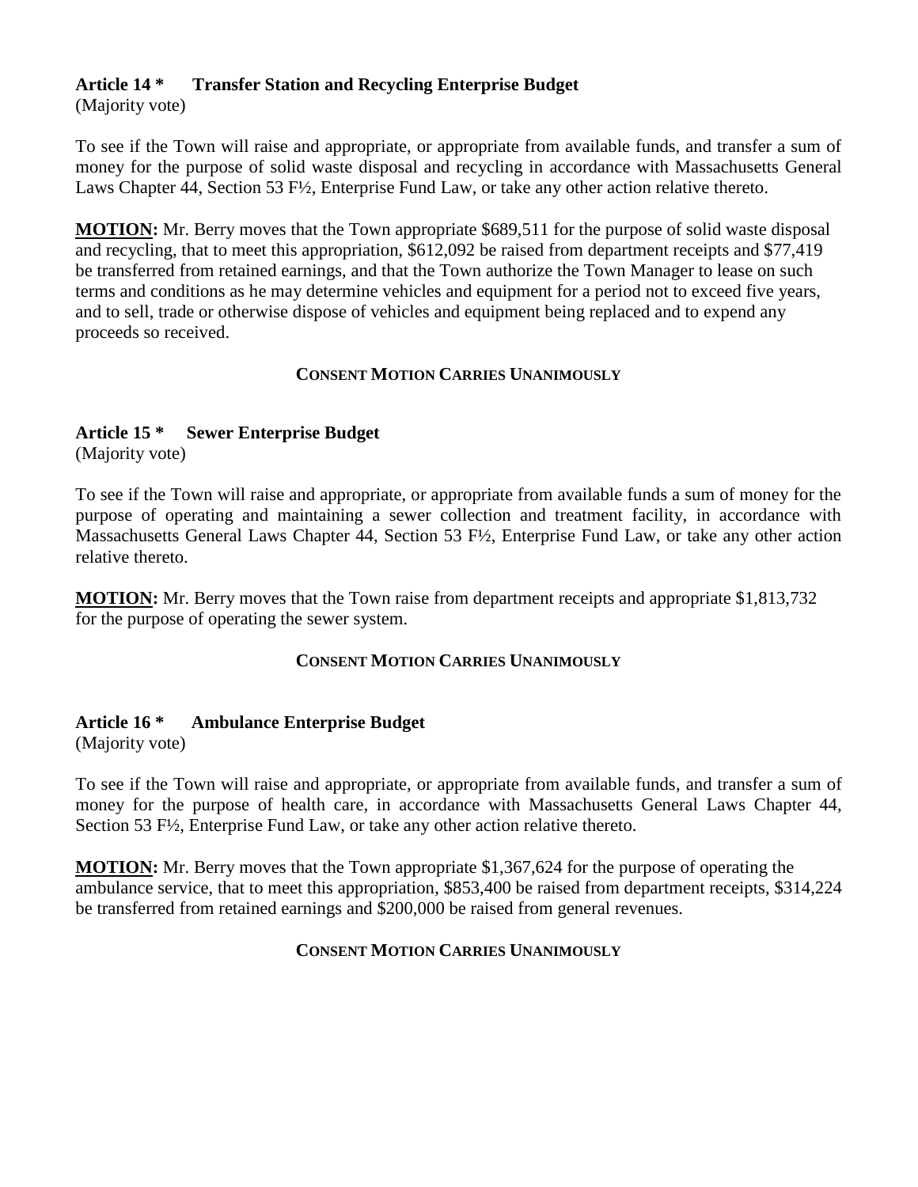**Article 14 \*  Transfer Station and Recycling Enterprise Budget**
(Majority vote)

To see if the Town will raise and appropriate, or appropriate from available funds, and transfer a sum of money for the purpose of solid waste disposal and recycling in accordance with Massachusetts General Laws Chapter 44, Section 53 F½, Enterprise Fund Law, or take any other action relative thereto.

**MOTION:** Mr. Berry moves that the Town appropriate $689,511 for the purpose of solid waste disposal and recycling, that to meet this appropriation, $612,092 be raised from department receipts and $77,419 be transferred from retained earnings, and that the Town authorize the Town Manager to lease on such terms and conditions as he may determine vehicles and equipment for a period not to exceed five years, and to sell, trade or otherwise dispose of vehicles and equipment being replaced and to expend any proceeds so received.

**CONSENT MOTION CARRIES UNANIMOUSLY**

**Article 15 \*  Sewer Enterprise Budget**
(Majority vote)

To see if the Town will raise and appropriate, or appropriate from available funds a sum of money for the purpose of operating and maintaining a sewer collection and treatment facility, in accordance with Massachusetts General Laws Chapter 44, Section 53 F½, Enterprise Fund Law, or take any other action relative thereto.

**MOTION:** Mr. Berry moves that the Town raise from department receipts and appropriate $1,813,732 for the purpose of operating the sewer system.

**CONSENT MOTION CARRIES UNANIMOUSLY**

**Article 16 \*  Ambulance Enterprise Budget**
(Majority vote)

To see if the Town will raise and appropriate, or appropriate from available funds, and transfer a sum of money for the purpose of health care, in accordance with Massachusetts General Laws Chapter 44, Section 53 F½, Enterprise Fund Law, or take any other action relative thereto.

**MOTION:** Mr. Berry moves that the Town appropriate $1,367,624 for the purpose of operating the ambulance service, that to meet this appropriation, $853,400 be raised from department receipts, $314,224 be transferred from retained earnings and $200,000 be raised from general revenues.

**CONSENT MOTION CARRIES UNANIMOUSLY**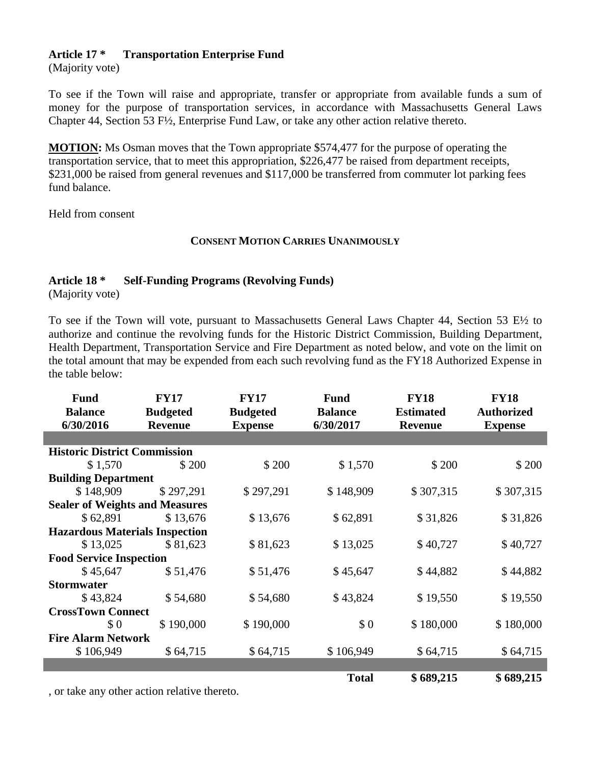**Article 17 * Transportation Enterprise Fund**
(Majority vote)

To see if the Town will raise and appropriate, transfer or appropriate from available funds a sum of money for the purpose of transportation services, in accordance with Massachusetts General Laws Chapter 44, Section 53 F½, Enterprise Fund Law, or take any other action relative thereto.

**MOTION:** Ms Osman moves that the Town appropriate $574,477 for the purpose of operating the transportation service, that to meet this appropriation, $226,477 be raised from department receipts, $231,000 be raised from general revenues and $117,000 be transferred from commuter lot parking fees fund balance.

Held from consent

**CONSENT MOTION CARRIES UNANIMOUSLY**

**Article 18 * Self-Funding Programs (Revolving Funds)**
(Majority vote)

To see if the Town will vote, pursuant to Massachusetts General Laws Chapter 44, Section 53 E½ to authorize and continue the revolving funds for the Historic District Commission, Building Department, Health Department, Transportation Service and Fire Department as noted below, and vote on the limit on the total amount that may be expended from each such revolving fund as the FY18 Authorized Expense in the table below:

| Fund Balance 6/30/2016 | FY17 Budgeted Revenue | FY17 Budgeted Expense | Fund Balance 6/30/2017 | FY18 Estimated Revenue | FY18 Authorized Expense |
|---|---|---|---|---|---|
| **Historic District Commission** | | | | | |
| $ 1,570 | $ 200 | $ 200 | $ 1,570 | $ 200 | $ 200 |
| **Building Department** | | | | | |
| $ 148,909 | $ 297,291 | $ 297,291 | $ 148,909 | $ 307,315 | $ 307,315 |
| **Sealer of Weights and Measures** | | | | | |
| $ 62,891 | $ 13,676 | $ 13,676 | $ 62,891 | $ 31,826 | $ 31,826 |
| **Hazardous Materials Inspection** | | | | | |
| $ 13,025 | $ 81,623 | $ 81,623 | $ 13,025 | $ 40,727 | $ 40,727 |
| **Food Service Inspection** | | | | | |
| $ 45,647 | $ 51,476 | $ 51,476 | $ 45,647 | $ 44,882 | $ 44,882 |
| **Stormwater** | | | | | |
| $ 43,824 | $ 54,680 | $ 54,680 | $ 43,824 | $ 19,550 | $ 19,550 |
| **CrossTown Connect** | | | | | |
| $ 0 | $ 190,000 | $ 190,000 | $ 0 | $ 180,000 | $ 180,000 |
| **Fire Alarm Network** | | | | | |
| $ 106,949 | $ 64,715 | $ 64,715 | $ 106,949 | $ 64,715 | $ 64,715 |
| | | | **Total** | **$ 689,215** | **$ 689,215** |

, or take any other action relative thereto.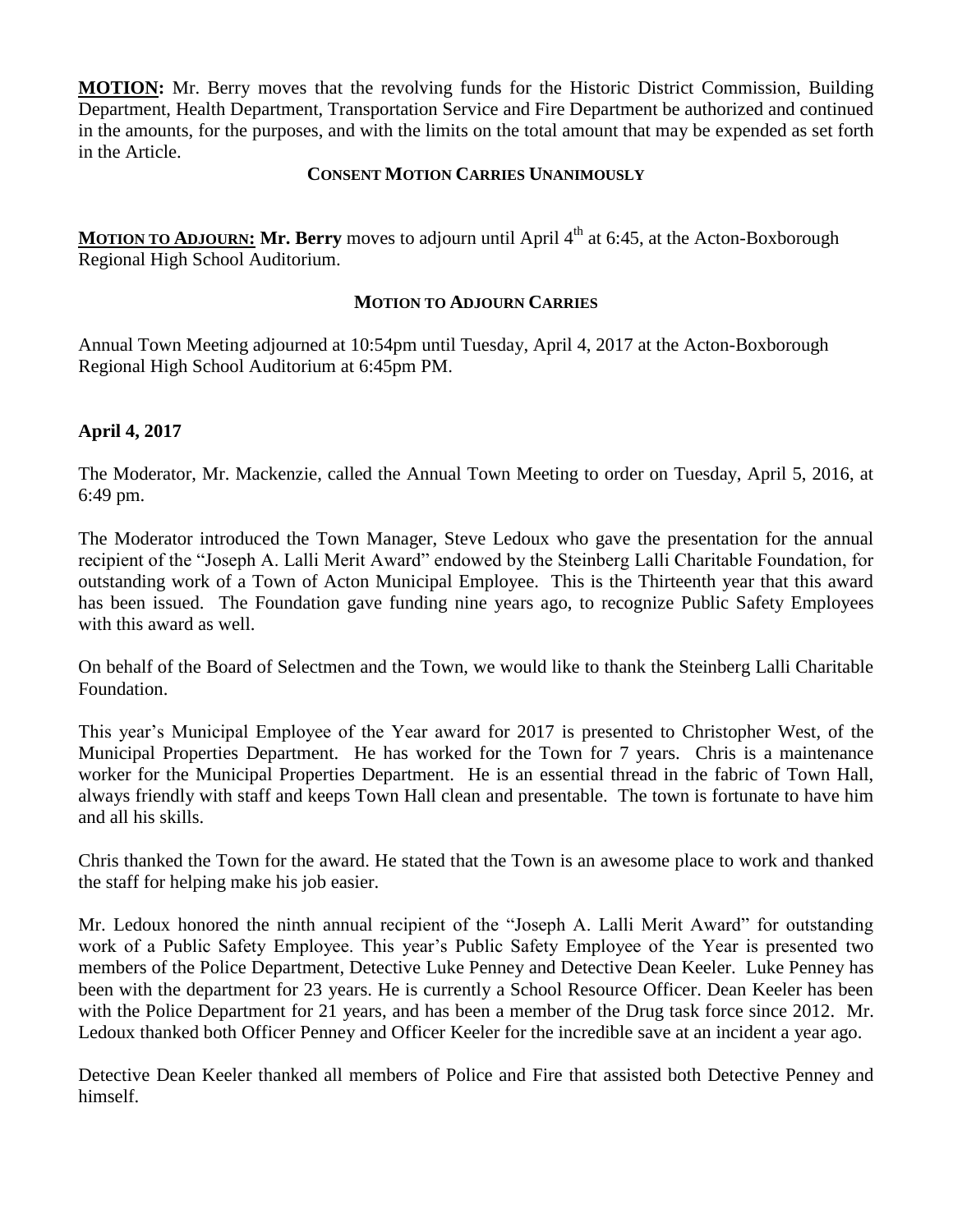**MOTION:** Mr. Berry moves that the revolving funds for the Historic District Commission, Building Department, Health Department, Transportation Service and Fire Department be authorized and continued in the amounts, for the purposes, and with the limits on the total amount that may be expended as set forth in the Article.

**CONSENT MOTION CARRIES UNANIMOUSLY**

**MOTION TO ADJOURN: Mr. Berry** moves to adjourn until April 4th at 6:45, at the Acton-Boxborough Regional High School Auditorium.

**MOTION TO ADJOURN CARRIES**

Annual Town Meeting adjourned at 10:54pm until Tuesday, April 4, 2017 at the Acton-Boxborough Regional High School Auditorium at 6:45pm PM.

**April 4, 2017**

The Moderator, Mr. Mackenzie, called the Annual Town Meeting to order on Tuesday, April 5, 2016, at 6:49 pm.

The Moderator introduced the Town Manager, Steve Ledoux who gave the presentation for the annual recipient of the "Joseph A. Lalli Merit Award" endowed by the Steinberg Lalli Charitable Foundation, for outstanding work of a Town of Acton Municipal Employee. This is the Thirteenth year that this award has been issued. The Foundation gave funding nine years ago, to recognize Public Safety Employees with this award as well.

On behalf of the Board of Selectmen and the Town, we would like to thank the Steinberg Lalli Charitable Foundation.

This year's Municipal Employee of the Year award for 2017 is presented to Christopher West, of the Municipal Properties Department. He has worked for the Town for 7 years. Chris is a maintenance worker for the Municipal Properties Department. He is an essential thread in the fabric of Town Hall, always friendly with staff and keeps Town Hall clean and presentable. The town is fortunate to have him and all his skills.

Chris thanked the Town for the award. He stated that the Town is an awesome place to work and thanked the staff for helping make his job easier.

Mr. Ledoux honored the ninth annual recipient of the "Joseph A. Lalli Merit Award" for outstanding work of a Public Safety Employee. This year's Public Safety Employee of the Year is presented two members of the Police Department, Detective Luke Penney and Detective Dean Keeler. Luke Penney has been with the department for 23 years. He is currently a School Resource Officer. Dean Keeler has been with the Police Department for 21 years, and has been a member of the Drug task force since 2012. Mr. Ledoux thanked both Officer Penney and Officer Keeler for the incredible save at an incident a year ago.

Detective Dean Keeler thanked all members of Police and Fire that assisted both Detective Penney and himself.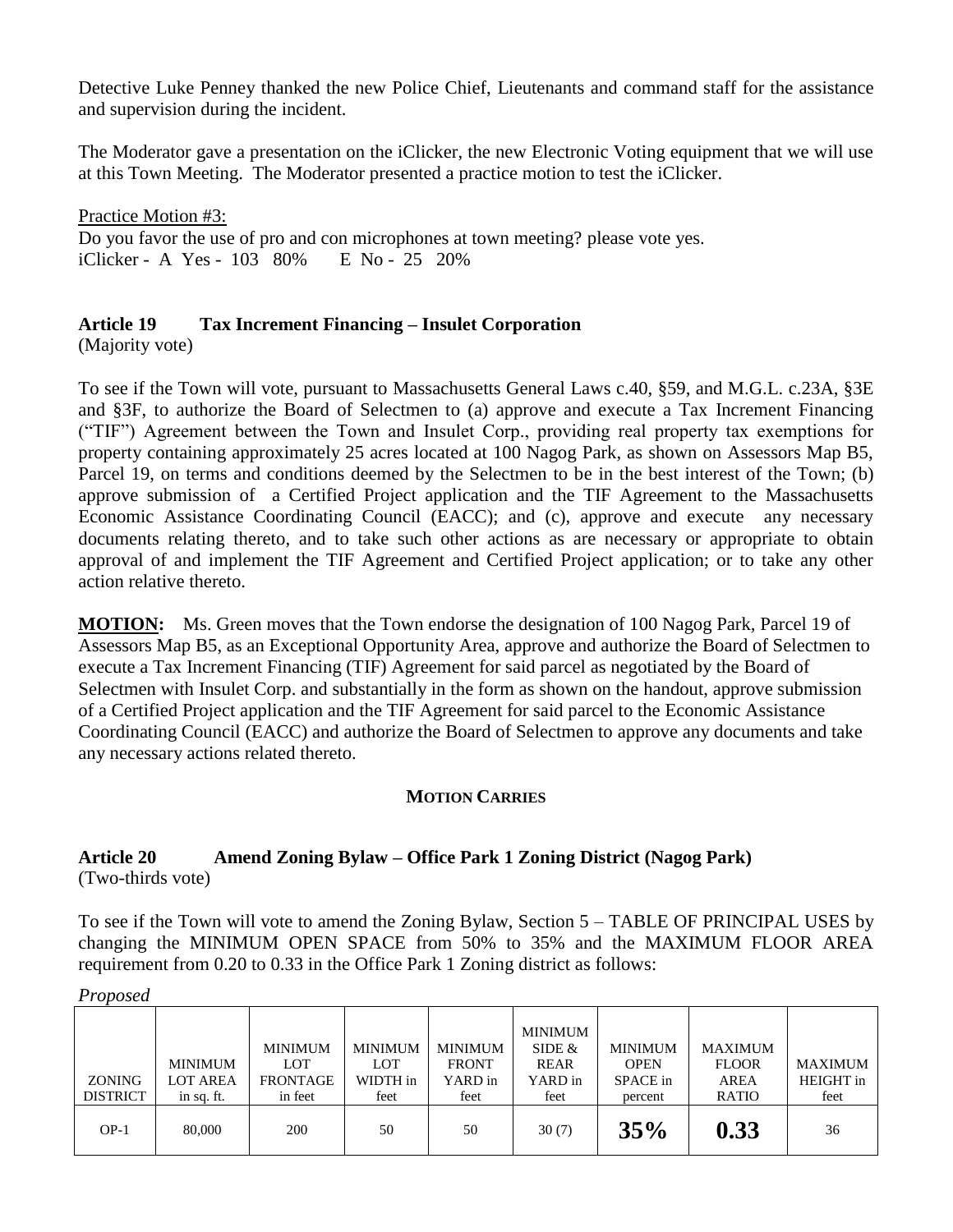Detective Luke Penney thanked the new Police Chief, Lieutenants and command staff for the assistance and supervision during the incident.

The Moderator gave a presentation on the iClicker, the new Electronic Voting equipment that we will use at this Town Meeting. The Moderator presented a practice motion to test the iClicker.

Practice Motion #3:
Do you favor the use of pro and con microphones at town meeting? please vote yes.
iClicker - A Yes - 103 80% E No - 25 20%

**Article 19 Tax Increment Financing – Insulet Corporation**
(Majority vote)

To see if the Town will vote, pursuant to Massachusetts General Laws c.40, §59, and M.G.L. c.23A, §3E and §3F, to authorize the Board of Selectmen to (a) approve and execute a Tax Increment Financing ("TIF") Agreement between the Town and Insulet Corp., providing real property tax exemptions for property containing approximately 25 acres located at 100 Nagog Park, as shown on Assessors Map B5, Parcel 19, on terms and conditions deemed by the Selectmen to be in the best interest of the Town; (b) approve submission of a Certified Project application and the TIF Agreement to the Massachusetts Economic Assistance Coordinating Council (EACC); and (c), approve and execute any necessary documents relating thereto, and to take such other actions as are necessary or appropriate to obtain approval of and implement the TIF Agreement and Certified Project application; or to take any other action relative thereto.

**MOTION:** Ms. Green moves that the Town endorse the designation of 100 Nagog Park, Parcel 19 of Assessors Map B5, as an Exceptional Opportunity Area, approve and authorize the Board of Selectmen to execute a Tax Increment Financing (TIF) Agreement for said parcel as negotiated by the Board of Selectmen with Insulet Corp. and substantially in the form as shown on the handout, approve submission of a Certified Project application and the TIF Agreement for said parcel to the Economic Assistance Coordinating Council (EACC) and authorize the Board of Selectmen to approve any documents and take any necessary actions related thereto.

**MOTION CARRIES**

**Article 20 Amend Zoning Bylaw – Office Park 1 Zoning District (Nagog Park)**
(Two-thirds vote)

To see if the Town will vote to amend the Zoning Bylaw, Section 5 – TABLE OF PRINCIPAL USES by changing the MINIMUM OPEN SPACE from 50% to 35% and the MAXIMUM FLOOR AREA requirement from 0.20 to 0.33 in the Office Park 1 Zoning district as follows:

*Proposed*

| ZONING DISTRICT | MINIMUM LOT AREA in sq. ft. | MINIMUM LOT FRONTAGE in feet | MINIMUM LOT WIDTH in feet | MINIMUM FRONT YARD in feet | MINIMUM SIDE & REAR YARD in feet | MINIMUM OPEN SPACE in percent | MAXIMUM FLOOR AREA RATIO | MAXIMUM HEIGHT in feet |
|---|---|---|---|---|---|---|---|---|
| OP-1 | 80,000 | 200 | 50 | 50 | 30 (7) | **35%** | **0.33** | 36 |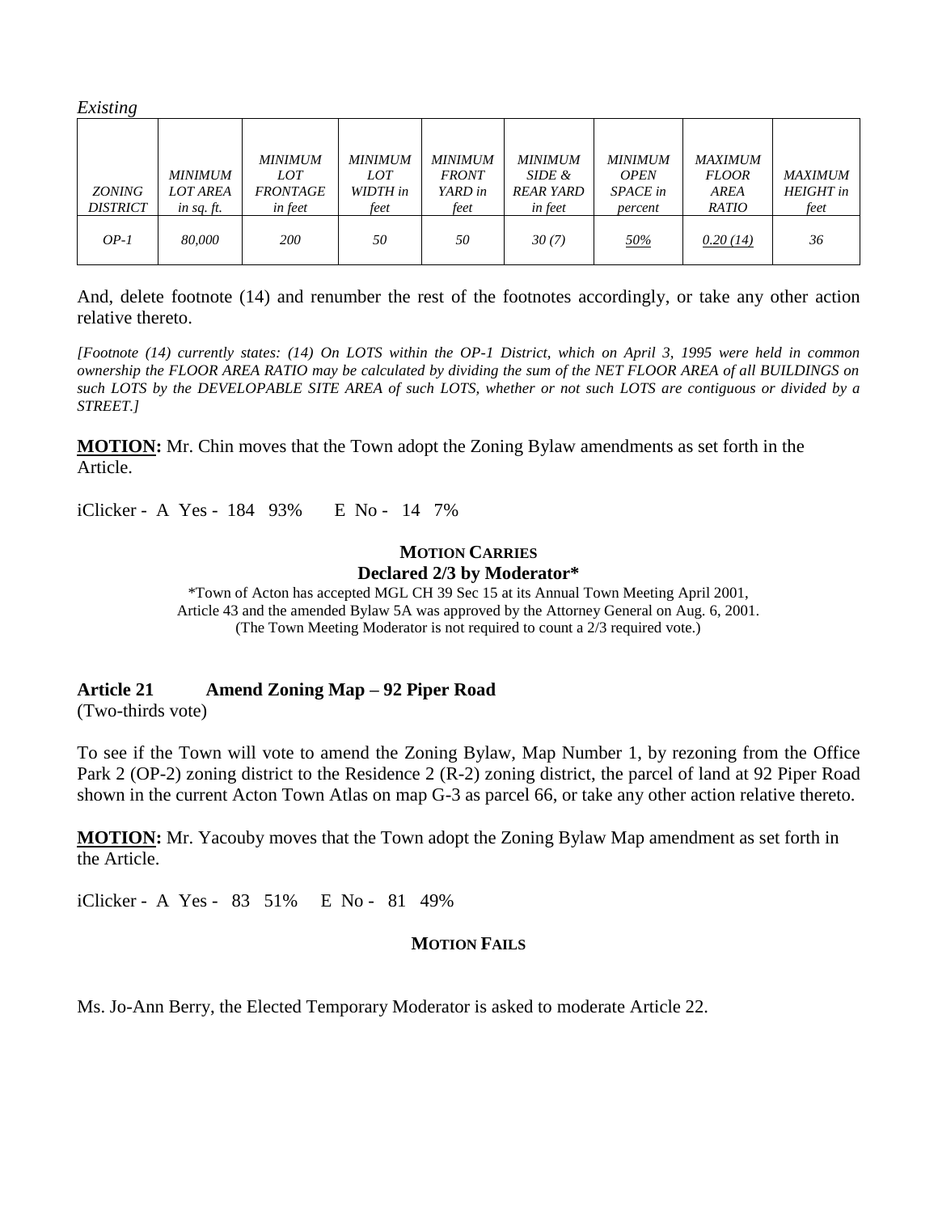*Existing*

| *ZONING DISTRICT* | *MINIMUM LOT AREA in sq. ft.* | *MINIMUM LOT FRONTAGE in feet* | *MINIMUM LOT WIDTH in feet* | *MINIMUM FRONT YARD in feet* | *MINIMUM SIDE & REAR YARD in feet* | *MINIMUM OPEN SPACE in percent* | *MAXIMUM FLOOR AREA RATIO* | *MAXIMUM HEIGHT in feet* |
|---|---|---|---|---|---|---|---|---|
| *OP-1* | *80,000* | *200* | *50* | *50* | *30 (7)* | *50%* | *0.20 (14)* | *36* |

And, delete footnote (14) and renumber the rest of the footnotes accordingly, or take any other action relative thereto.

*[Footnote (14) currently states: (14) On LOTS within the OP-1 District, which on April 3, 1995 were held in common ownership the FLOOR AREA RATIO may be calculated by dividing the sum of the NET FLOOR AREA of all BUILDINGS on such LOTS by the DEVELOPABLE SITE AREA of such LOTS, whether or not such LOTS are contiguous or divided by a STREET.]*

**MOTION:** Mr. Chin moves that the Town adopt the Zoning Bylaw amendments as set forth in the Article.

iClicker - A Yes - 184 93% E No - 14 7%

**MOTION CARRIES**
**Declared 2/3 by Moderator***

*Town of Acton has accepted MGL CH 39 Sec 15 at its Annual Town Meeting April 2001, Article 43 and the amended Bylaw 5A was approved by the Attorney General on Aug. 6, 2001. (The Town Meeting Moderator is not required to count a 2/3 required vote.)

### Article 21 Amend Zoning Map – 92 Piper Road

(Two-thirds vote)

To see if the Town will vote to amend the Zoning Bylaw, Map Number 1, by rezoning from the Office Park 2 (OP-2) zoning district to the Residence 2 (R-2) zoning district, the parcel of land at 92 Piper Road shown in the current Acton Town Atlas on map G-3 as parcel 66, or take any other action relative thereto.

**MOTION:** Mr. Yacouby moves that the Town adopt the Zoning Bylaw Map amendment as set forth in the Article.

iClicker - A Yes - 83 51% E No - 81 49%

**MOTION FAILS**

Ms. Jo-Ann Berry, the Elected Temporary Moderator is asked to moderate Article 22.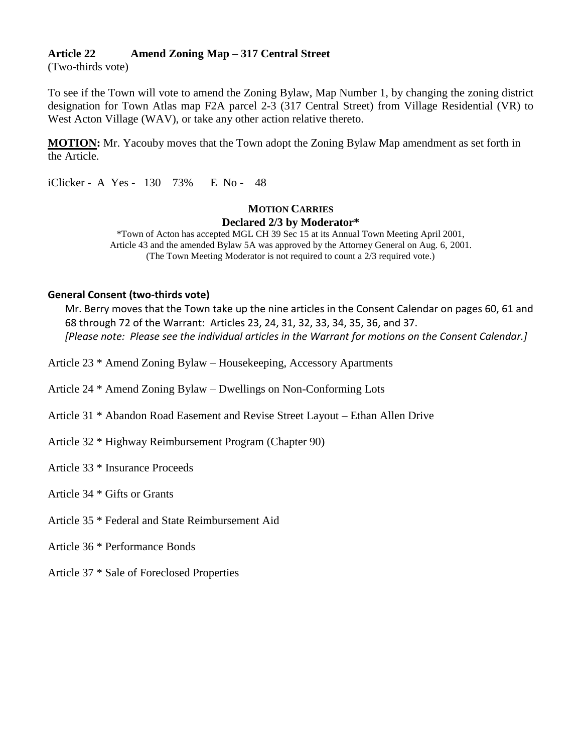## Article 22 Amend Zoning Map – 317 Central Street

(Two-thirds vote)

To see if the Town will vote to amend the Zoning Bylaw, Map Number 1, by changing the zoning district designation for Town Atlas map F2A parcel 2-3 (317 Central Street) from Village Residential (VR) to West Acton Village (WAV), or take any other action relative thereto.

**MOTION:** Mr. Yacouby moves that the Town adopt the Zoning Bylaw Map amendment as set forth in the Article.

iClicker - A Yes - 130 73% E No - 48

**MOTION CARRIES**
**Declared 2/3 by Moderator***

*Town of Acton has accepted MGL CH 39 Sec 15 at its Annual Town Meeting April 2001, Article 43 and the amended Bylaw 5A was approved by the Attorney General on Aug. 6, 2001. (The Town Meeting Moderator is not required to count a 2/3 required vote.)

### General Consent (two-thirds vote)

Mr. Berry moves that the Town take up the nine articles in the Consent Calendar on pages 60, 61 and 68 through 72 of the Warrant: Articles 23, 24, 31, 32, 33, 34, 35, 36, and 37.
*[Please note: Please see the individual articles in the Warrant for motions on the Consent Calendar.]*

Article 23 * Amend Zoning Bylaw – Housekeeping, Accessory Apartments

Article 24 * Amend Zoning Bylaw – Dwellings on Non-Conforming Lots

Article 31 * Abandon Road Easement and Revise Street Layout – Ethan Allen Drive

Article 32 * Highway Reimbursement Program (Chapter 90)

Article 33 * Insurance Proceeds

Article 34 * Gifts or Grants

Article 35 * Federal and State Reimbursement Aid

Article 36 * Performance Bonds

Article 37 * Sale of Foreclosed Properties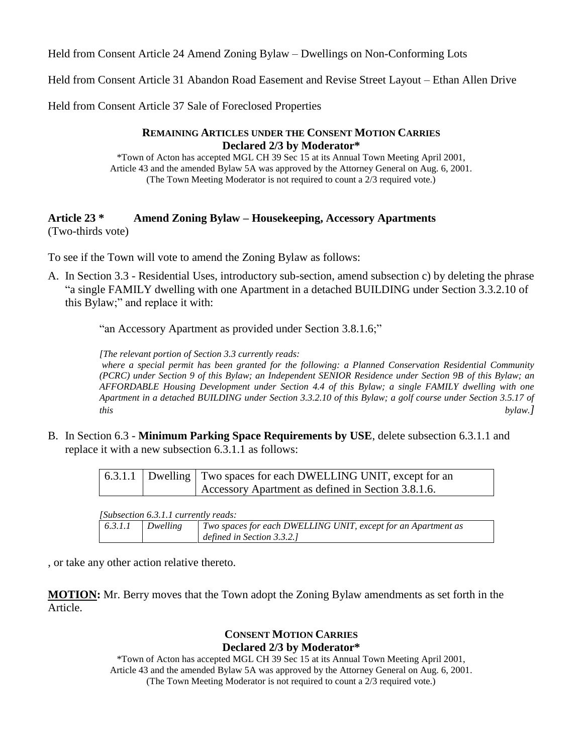Held from Consent Article 24 Amend Zoning Bylaw – Dwellings on Non-Conforming Lots

Held from Consent Article 31 Abandon Road Easement and Revise Street Layout – Ethan Allen Drive

Held from Consent Article 37 Sale of Foreclosed Properties

**REMAINING ARTICLES UNDER THE CONSENT MOTION CARRIES**
**Declared 2/3 by Moderator***

*Town of Acton has accepted MGL CH 39 Sec 15 at its Annual Town Meeting April 2001, Article 43 and the amended Bylaw 5A was approved by the Attorney General on Aug. 6, 2001. (The Town Meeting Moderator is not required to count a 2/3 required vote.)

**Article 23 * Amend Zoning Bylaw – Housekeeping, Accessory Apartments**
(Two-thirds vote)

To see if the Town will vote to amend the Zoning Bylaw as follows:

A. In Section 3.3 - Residential Uses, introductory sub-section, amend subsection c) by deleting the phrase "a single FAMILY dwelling with one Apartment in a detached BUILDING under Section 3.3.2.10 of this Bylaw;" and replace it with:

"an Accessory Apartment as provided under Section 3.8.1.6;"

*[The relevant portion of Section 3.3 currently reads: where a special permit has been granted for the following: a Planned Conservation Residential Community (PCRC) under Section 9 of this Bylaw; an Independent SENIOR Residence under Section 9B of this Bylaw; an AFFORDABLE Housing Development under Section 4.4 of this Bylaw; a single FAMILY dwelling with one Apartment in a detached BUILDING under Section 3.3.2.10 of this Bylaw; a golf course under Section 3.5.17 of this bylaw.]*

B. In Section 6.3 - **Minimum Parking Space Requirements by USE**, delete subsection 6.3.1.1 and replace it with a new subsection 6.3.1.1 as follows:

| 6.3.1.1 | Dwelling | Two spaces for each DWELLING UNIT, except for an Accessory Apartment as defined in Section 3.8.1.6. |
|---|---|---|

*[Subsection 6.3.1.1 currently reads:*

| *6.3.1.1* | *Dwelling* | *Two spaces for each DWELLING UNIT, except for an Apartment as defined in Section 3.3.2.]* |
|---|---|---|

, or take any other action relative thereto.

**MOTION:** Mr. Berry moves that the Town adopt the Zoning Bylaw amendments as set forth in the Article.

**CONSENT MOTION CARRIES**
**Declared 2/3 by Moderator***

*Town of Acton has accepted MGL CH 39 Sec 15 at its Annual Town Meeting April 2001, Article 43 and the amended Bylaw 5A was approved by the Attorney General on Aug. 6, 2001. (The Town Meeting Moderator is not required to count a 2/3 required vote.)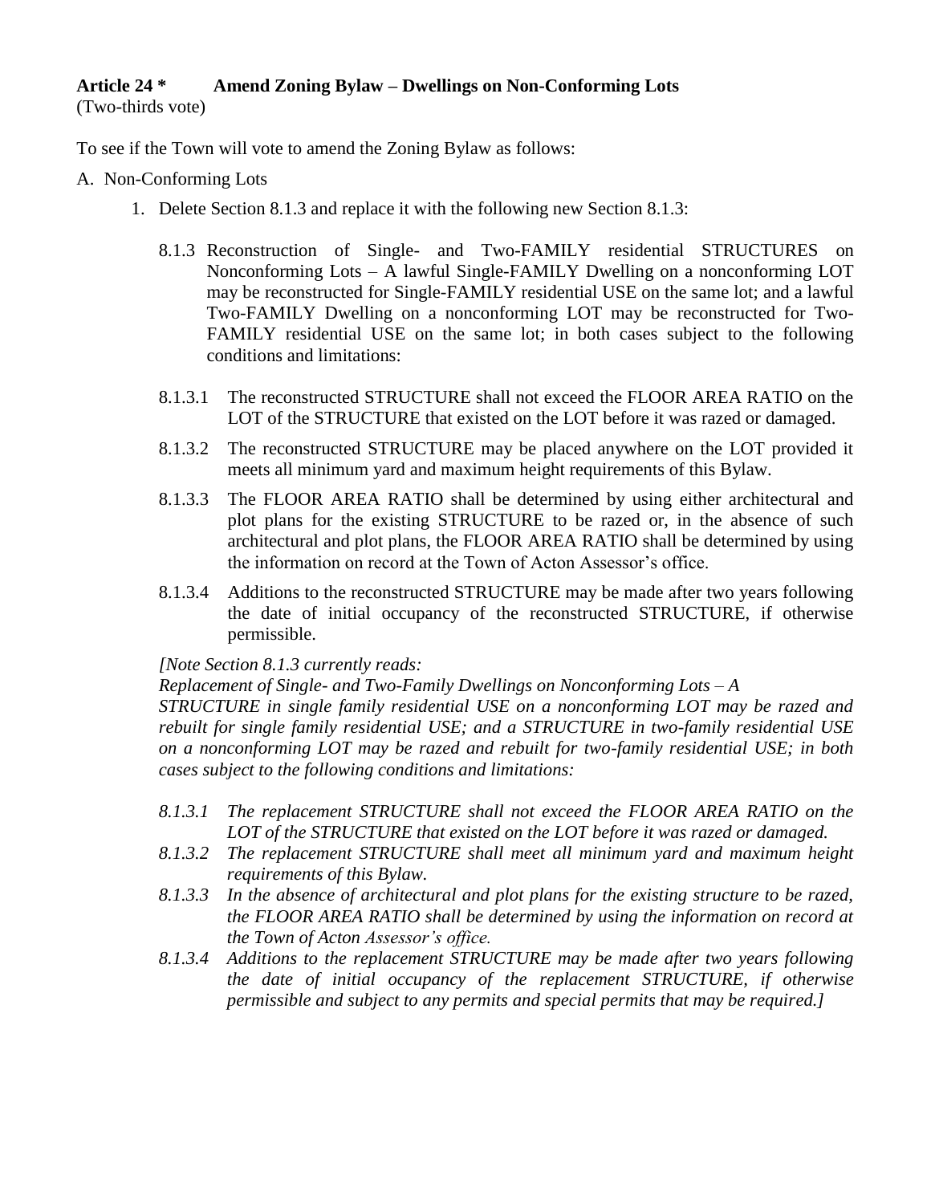**Article 24 * Amend Zoning Bylaw – Dwellings on Non-Conforming Lots**
(Two-thirds vote)

To see if the Town will vote to amend the Zoning Bylaw as follows:

A. Non-Conforming Lots

1. Delete Section 8.1.3 and replace it with the following new Section 8.1.3:

   8.1.3 Reconstruction of Single- and Two-FAMILY residential STRUCTURES on Nonconforming Lots – A lawful Single-FAMILY Dwelling on a nonconforming LOT may be reconstructed for Single-FAMILY residential USE on the same lot; and a lawful Two-FAMILY Dwelling on a nonconforming LOT may be reconstructed for Two-FAMILY residential USE on the same lot; in both cases subject to the following conditions and limitations:

   8.1.3.1 The reconstructed STRUCTURE shall not exceed the FLOOR AREA RATIO on the LOT of the STRUCTURE that existed on the LOT before it was razed or damaged.

   8.1.3.2 The reconstructed STRUCTURE may be placed anywhere on the LOT provided it meets all minimum yard and maximum height requirements of this Bylaw.

   8.1.3.3 The FLOOR AREA RATIO shall be determined by using either architectural and plot plans for the existing STRUCTURE to be razed or, in the absence of such architectural and plot plans, the FLOOR AREA RATIO shall be determined by using the information on record at the Town of Acton Assessor's office.

   8.1.3.4 Additions to the reconstructed STRUCTURE may be made after two years following the date of initial occupancy of the reconstructed STRUCTURE, if otherwise permissible.

   *[Note Section 8.1.3 currently reads:*
   *Replacement of Single- and Two-Family Dwellings on Nonconforming Lots – A STRUCTURE in single family residential USE on a nonconforming LOT may be razed and rebuilt for single family residential USE; and a STRUCTURE in two-family residential USE on a nonconforming LOT may be razed and rebuilt for two-family residential USE; in both cases subject to the following conditions and limitations:*

   *8.1.3.1 The replacement STRUCTURE shall not exceed the FLOOR AREA RATIO on the LOT of the STRUCTURE that existed on the LOT before it was razed or damaged.*
   *8.1.3.2 The replacement STRUCTURE shall meet all minimum yard and maximum height requirements of this Bylaw.*
   *8.1.3.3 In the absence of architectural and plot plans for the existing structure to be razed, the FLOOR AREA RATIO shall be determined by using the information on record at the Town of Acton Assessor's office.*
   *8.1.3.4 Additions to the replacement STRUCTURE may be made after two years following the date of initial occupancy of the replacement STRUCTURE, if otherwise permissible and subject to any permits and special permits that may be required.]*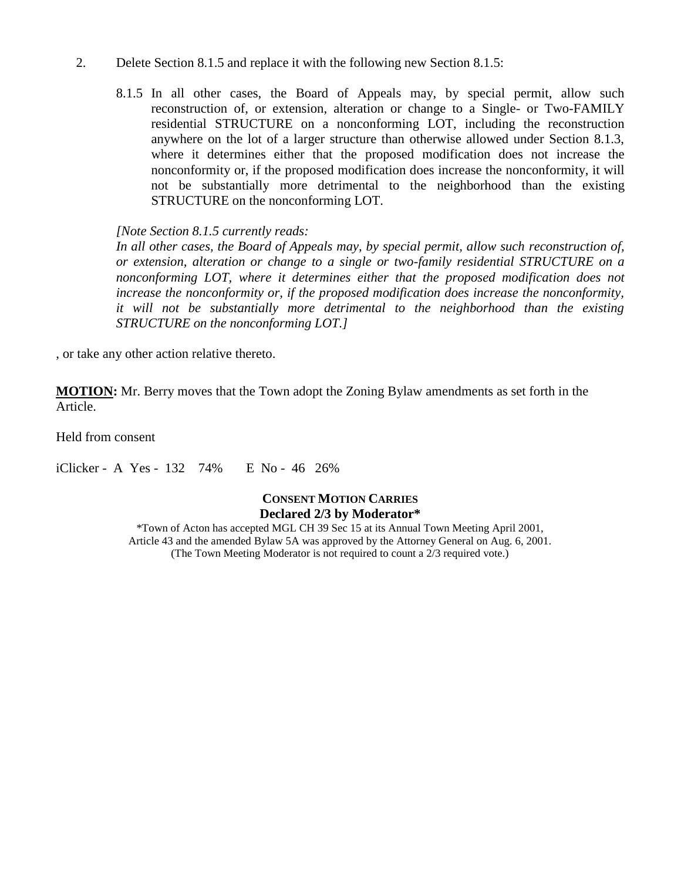2. Delete Section 8.1.5 and replace it with the following new Section 8.1.5:

   8.1.5 In all other cases, the Board of Appeals may, by special permit, allow such reconstruction of, or extension, alteration or change to a Single- or Two-FAMILY residential STRUCTURE on a nonconforming LOT, including the reconstruction anywhere on the lot of a larger structure than otherwise allowed under Section 8.1.3, where it determines either that the proposed modification does not increase the nonconformity or, if the proposed modification does increase the nonconformity, it will not be substantially more detrimental to the neighborhood than the existing STRUCTURE on the nonconforming LOT.

   *[Note Section 8.1.5 currently reads:*
   *In all other cases, the Board of Appeals may, by special permit, allow such reconstruction of, or extension, alteration or change to a single or two-family residential STRUCTURE on a nonconforming LOT, where it determines either that the proposed modification does not increase the nonconformity or, if the proposed modification does increase the nonconformity, it will not be substantially more detrimental to the neighborhood than the existing STRUCTURE on the nonconforming LOT.]*

, or take any other action relative thereto.

**MOTION:** Mr. Berry moves that the Town adopt the Zoning Bylaw amendments as set forth in the Article.

Held from consent

iClicker - A Yes - 132 74% E No - 46 26%

**CONSENT MOTION CARRIES**
**Declared 2/3 by Moderator***

*Town of Acton has accepted MGL CH 39 Sec 15 at its Annual Town Meeting April 2001, Article 43 and the amended Bylaw 5A was approved by the Attorney General on Aug. 6, 2001. (The Town Meeting Moderator is not required to count a 2/3 required vote.)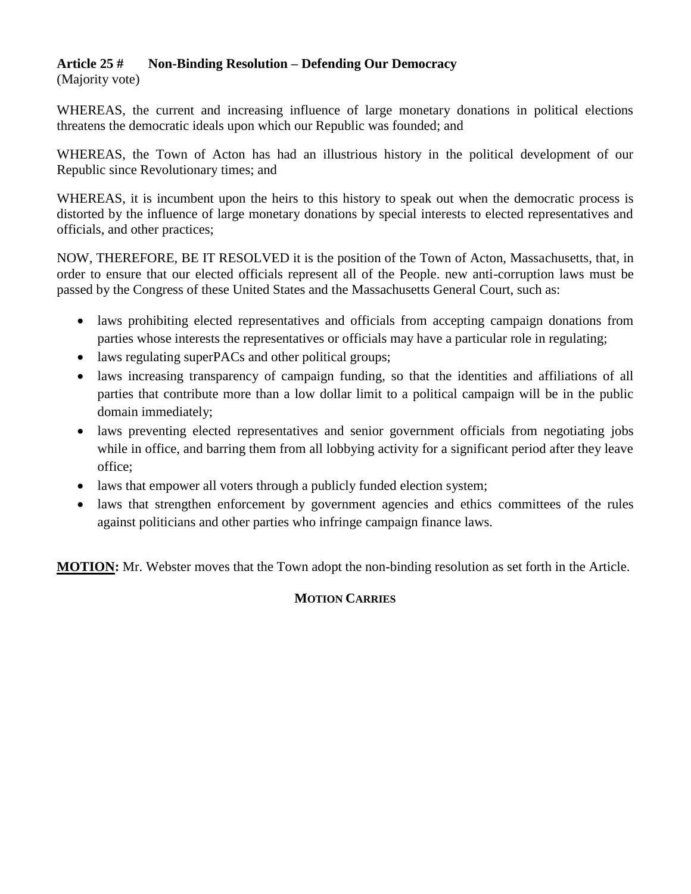**Article 25 # Non-Binding Resolution – Defending Our Democracy**
(Majority vote)

WHEREAS, the current and increasing influence of large monetary donations in political elections threatens the democratic ideals upon which our Republic was founded; and

WHEREAS, the Town of Acton has had an illustrious history in the political development of our Republic since Revolutionary times; and

WHEREAS, it is incumbent upon the heirs to this history to speak out when the democratic process is distorted by the influence of large monetary donations by special interests to elected representatives and officials, and other practices;

NOW, THEREFORE, BE IT RESOLVED it is the position of the Town of Acton, Massachusetts, that, in order to ensure that our elected officials represent all of the People. new anti-corruption laws must be passed by the Congress of these United States and the Massachusetts General Court, such as:

- laws prohibiting elected representatives and officials from accepting campaign donations from parties whose interests the representatives or officials may have a particular role in regulating;
- laws regulating superPACs and other political groups;
- laws increasing transparency of campaign funding, so that the identities and affiliations of all parties that contribute more than a low dollar limit to a political campaign will be in the public domain immediately;
- laws preventing elected representatives and senior government officials from negotiating jobs while in office, and barring them from all lobbying activity for a significant period after they leave office;
- laws that empower all voters through a publicly funded election system;
- laws that strengthen enforcement by government agencies and ethics committees of the rules against politicians and other parties who infringe campaign finance laws.

**MOTION:** Mr. Webster moves that the Town adopt the non-binding resolution as set forth in the Article.

**MOTION CARRIES**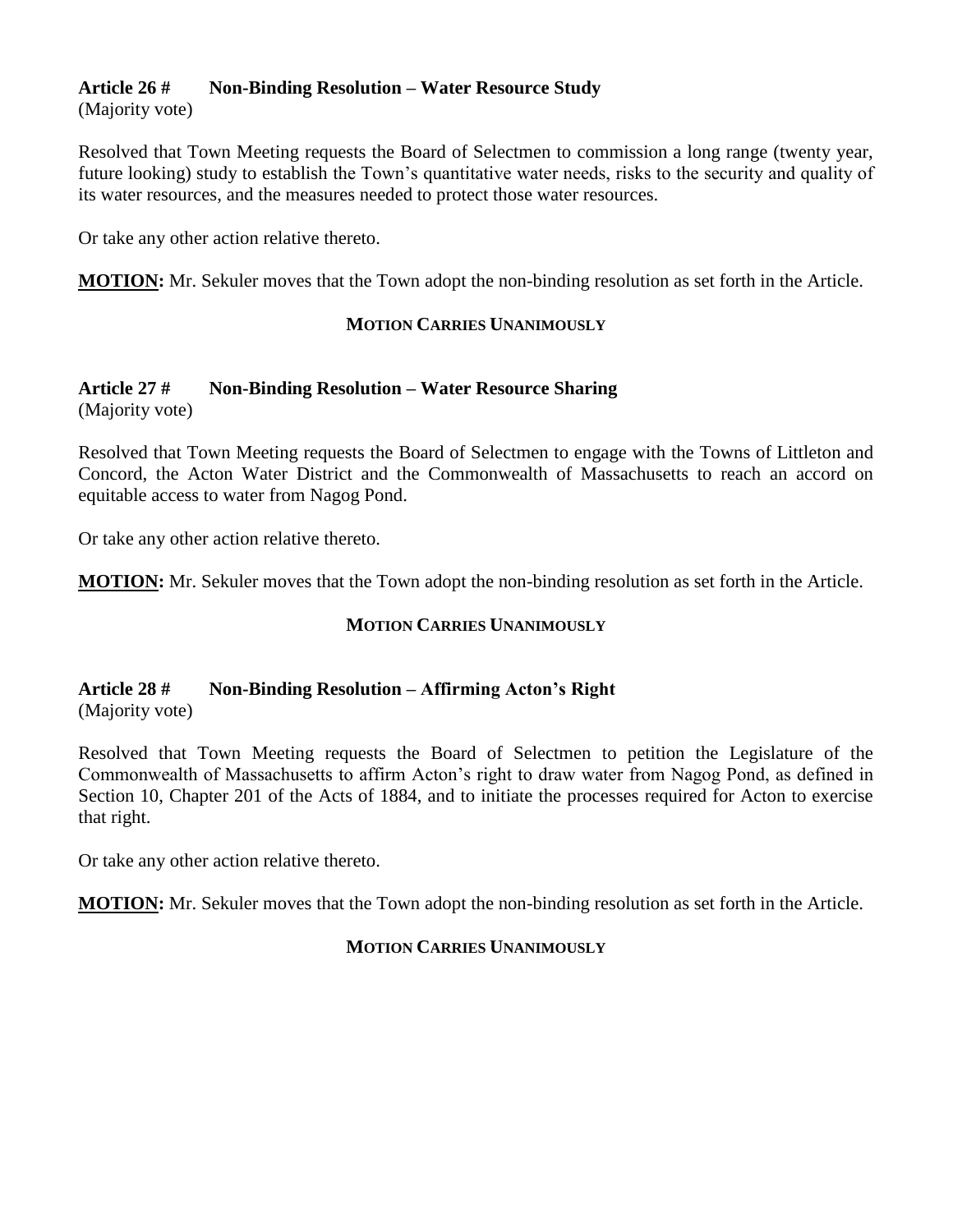**Article 26 #    Non-Binding Resolution – Water Resource Study**
(Majority vote)

Resolved that Town Meeting requests the Board of Selectmen to commission a long range (twenty year, future looking) study to establish the Town's quantitative water needs, risks to the security and quality of its water resources, and the measures needed to protect those water resources.

Or take any other action relative thereto.

**MOTION:** Mr. Sekuler moves that the Town adopt the non-binding resolution as set forth in the Article.

**MOTION CARRIES UNANIMOUSLY**

**Article 27 #    Non-Binding Resolution – Water Resource Sharing**
(Majority vote)

Resolved that Town Meeting requests the Board of Selectmen to engage with the Towns of Littleton and Concord, the Acton Water District and the Commonwealth of Massachusetts to reach an accord on equitable access to water from Nagog Pond.

Or take any other action relative thereto.

**MOTION:** Mr. Sekuler moves that the Town adopt the non-binding resolution as set forth in the Article.

**MOTION CARRIES UNANIMOUSLY**

**Article 28 #    Non-Binding Resolution – Affirming Acton's Right**
(Majority vote)

Resolved that Town Meeting requests the Board of Selectmen to petition the Legislature of the Commonwealth of Massachusetts to affirm Acton's right to draw water from Nagog Pond, as defined in Section 10, Chapter 201 of the Acts of 1884, and to initiate the processes required for Acton to exercise that right.

Or take any other action relative thereto.

**MOTION:** Mr. Sekuler moves that the Town adopt the non-binding resolution as set forth in the Article.

**MOTION CARRIES UNANIMOUSLY**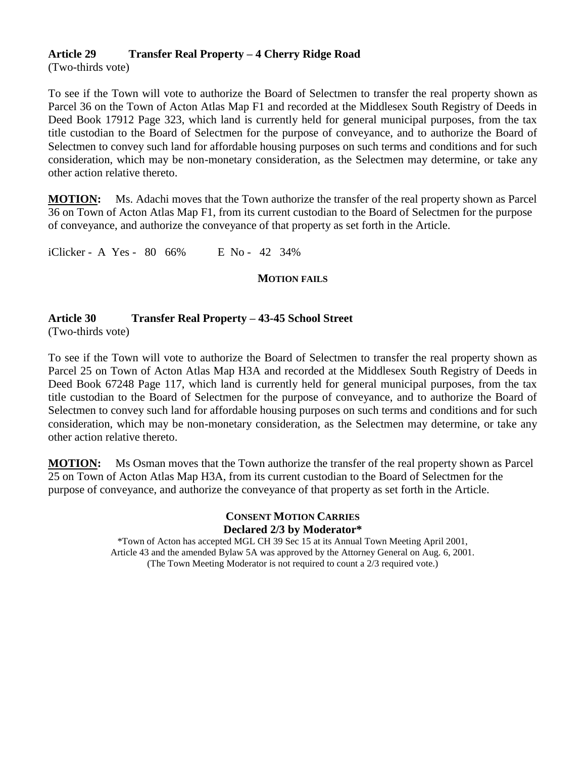**Article 29 Transfer Real Property – 4 Cherry Ridge Road**
(Two-thirds vote)

To see if the Town will vote to authorize the Board of Selectmen to transfer the real property shown as Parcel 36 on the Town of Acton Atlas Map F1 and recorded at the Middlesex South Registry of Deeds in Deed Book 17912 Page 323, which land is currently held for general municipal purposes, from the tax title custodian to the Board of Selectmen for the purpose of conveyance, and to authorize the Board of Selectmen to convey such land for affordable housing purposes on such terms and conditions and for such consideration, which may be non-monetary consideration, as the Selectmen may determine, or take any other action relative thereto.

**MOTION:** Ms. Adachi moves that the Town authorize the transfer of the real property shown as Parcel 36 on Town of Acton Atlas Map F1, from its current custodian to the Board of Selectmen for the purpose of conveyance, and authorize the conveyance of that property as set forth in the Article.

iClicker - A Yes - 80 66% E No - 42 34%

**MOTION FAILS**

**Article 30 Transfer Real Property – 43-45 School Street**
(Two-thirds vote)

To see if the Town will vote to authorize the Board of Selectmen to transfer the real property shown as Parcel 25 on Town of Acton Atlas Map H3A and recorded at the Middlesex South Registry of Deeds in Deed Book 67248 Page 117, which land is currently held for general municipal purposes, from the tax title custodian to the Board of Selectmen for the purpose of conveyance, and to authorize the Board of Selectmen to convey such land for affordable housing purposes on such terms and conditions and for such consideration, which may be non-monetary consideration, as the Selectmen may determine, or take any other action relative thereto.

**MOTION:** Ms Osman moves that the Town authorize the transfer of the real property shown as Parcel 25 on Town of Acton Atlas Map H3A, from its current custodian to the Board of Selectmen for the purpose of conveyance, and authorize the conveyance of that property as set forth in the Article.

**CONSENT MOTION CARRIES**
**Declared 2/3 by Moderator***

*Town of Acton has accepted MGL CH 39 Sec 15 at its Annual Town Meeting April 2001, Article 43 and the amended Bylaw 5A was approved by the Attorney General on Aug. 6, 2001. (The Town Meeting Moderator is not required to count a 2/3 required vote.)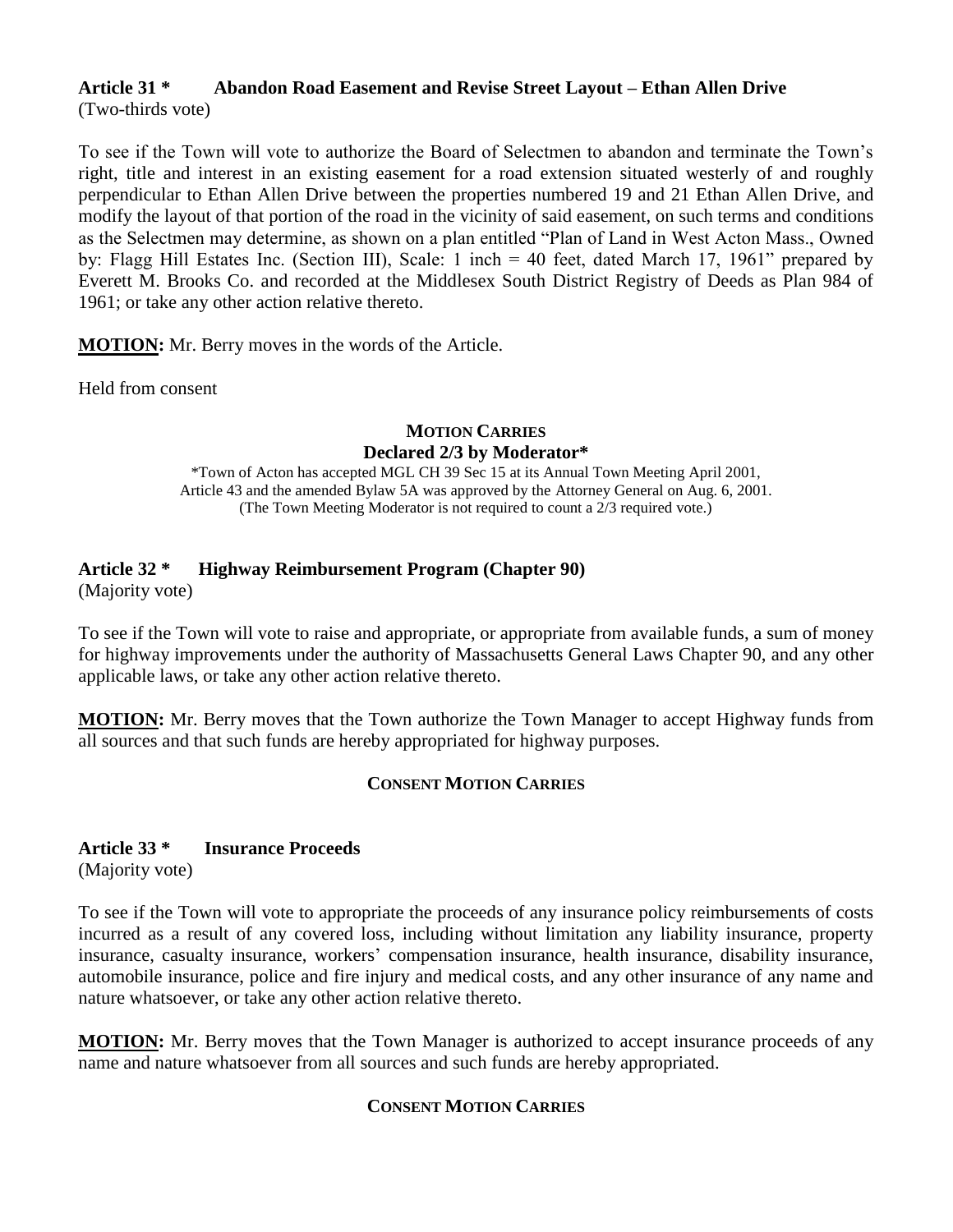**Article 31 \* Abandon Road Easement and Revise Street Layout – Ethan Allen Drive**
(Two-thirds vote)

To see if the Town will vote to authorize the Board of Selectmen to abandon and terminate the Town's right, title and interest in an existing easement for a road extension situated westerly of and roughly perpendicular to Ethan Allen Drive between the properties numbered 19 and 21 Ethan Allen Drive, and modify the layout of that portion of the road in the vicinity of said easement, on such terms and conditions as the Selectmen may determine, as shown on a plan entitled "Plan of Land in West Acton Mass., Owned by: Flagg Hill Estates Inc. (Section III), Scale: 1 inch = 40 feet, dated March 17, 1961" prepared by Everett M. Brooks Co. and recorded at the Middlesex South District Registry of Deeds as Plan 984 of 1961; or take any other action relative thereto.

**MOTION:** Mr. Berry moves in the words of the Article.

Held from consent

**MOTION CARRIES**
**Declared 2/3 by Moderator\***

\*Town of Acton has accepted MGL CH 39 Sec 15 at its Annual Town Meeting April 2001, Article 43 and the amended Bylaw 5A was approved by the Attorney General on Aug. 6, 2001. (The Town Meeting Moderator is not required to count a 2/3 required vote.)

**Article 32 \* Highway Reimbursement Program (Chapter 90)**
(Majority vote)

To see if the Town will vote to raise and appropriate, or appropriate from available funds, a sum of money for highway improvements under the authority of Massachusetts General Laws Chapter 90, and any other applicable laws, or take any other action relative thereto.

**MOTION:** Mr. Berry moves that the Town authorize the Town Manager to accept Highway funds from all sources and that such funds are hereby appropriated for highway purposes.

**CONSENT MOTION CARRIES**

**Article 33 \* Insurance Proceeds**
(Majority vote)

To see if the Town will vote to appropriate the proceeds of any insurance policy reimbursements of costs incurred as a result of any covered loss, including without limitation any liability insurance, property insurance, casualty insurance, workers' compensation insurance, health insurance, disability insurance, automobile insurance, police and fire injury and medical costs, and any other insurance of any name and nature whatsoever, or take any other action relative thereto.

**MOTION:** Mr. Berry moves that the Town Manager is authorized to accept insurance proceeds of any name and nature whatsoever from all sources and such funds are hereby appropriated.

**CONSENT MOTION CARRIES**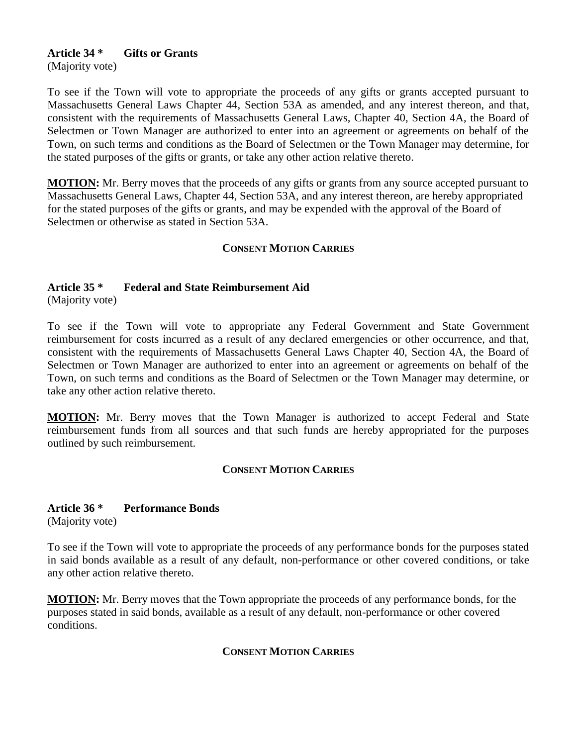**Article 34 \*     Gifts or Grants**
(Majority vote)

To see if the Town will vote to appropriate the proceeds of any gifts or grants accepted pursuant to Massachusetts General Laws Chapter 44, Section 53A as amended, and any interest thereon, and that, consistent with the requirements of Massachusetts General Laws, Chapter 40, Section 4A, the Board of Selectmen or Town Manager are authorized to enter into an agreement or agreements on behalf of the Town, on such terms and conditions as the Board of Selectmen or the Town Manager may determine, for the stated purposes of the gifts or grants, or take any other action relative thereto.

**MOTION:** Mr. Berry moves that the proceeds of any gifts or grants from any source accepted pursuant to Massachusetts General Laws, Chapter 44, Section 53A, and any interest thereon, are hereby appropriated for the stated purposes of the gifts or grants, and may be expended with the approval of the Board of Selectmen or otherwise as stated in Section 53A.

**CONSENT MOTION CARRIES**

**Article 35 \*     Federal and State Reimbursement Aid**
(Majority vote)

To see if the Town will vote to appropriate any Federal Government and State Government reimbursement for costs incurred as a result of any declared emergencies or other occurrence, and that, consistent with the requirements of Massachusetts General Laws Chapter 40, Section 4A, the Board of Selectmen or Town Manager are authorized to enter into an agreement or agreements on behalf of the Town, on such terms and conditions as the Board of Selectmen or the Town Manager may determine, or take any other action relative thereto.

**MOTION:** Mr. Berry moves that the Town Manager is authorized to accept Federal and State reimbursement funds from all sources and that such funds are hereby appropriated for the purposes outlined by such reimbursement.

**CONSENT MOTION CARRIES**

**Article 36 \*     Performance Bonds**
(Majority vote)

To see if the Town will vote to appropriate the proceeds of any performance bonds for the purposes stated in said bonds available as a result of any default, non-performance or other covered conditions, or take any other action relative thereto.

**MOTION:** Mr. Berry moves that the Town appropriate the proceeds of any performance bonds, for the purposes stated in said bonds, available as a result of any default, non-performance or other covered conditions.

**CONSENT MOTION CARRIES**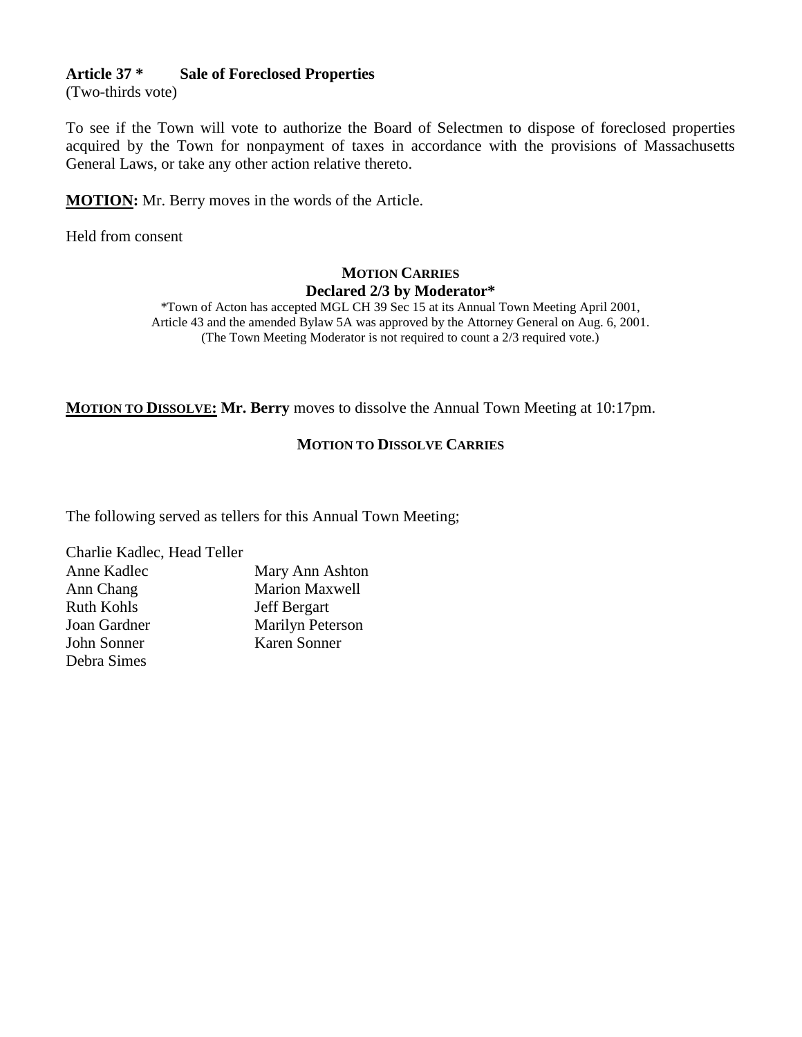**Article 37 * Sale of Foreclosed Properties**
(Two-thirds vote)

To see if the Town will vote to authorize the Board of Selectmen to dispose of foreclosed properties acquired by the Town for nonpayment of taxes in accordance with the provisions of Massachusetts General Laws, or take any other action relative thereto.

**MOTION:** Mr. Berry moves in the words of the Article.

Held from consent

**MOTION CARRIES**
**Declared 2/3 by Moderator***

*Town of Acton has accepted MGL CH 39 Sec 15 at its Annual Town Meeting April 2001, Article 43 and the amended Bylaw 5A was approved by the Attorney General on Aug. 6, 2001. (The Town Meeting Moderator is not required to count a 2/3 required vote.)

**MOTION TO DISSOLVE:** **Mr. Berry** moves to dissolve the Annual Town Meeting at 10:17pm.

**MOTION TO DISSOLVE CARRIES**

The following served as tellers for this Annual Town Meeting;

Charlie Kadlec, Head Teller

| | |
|---|---|
| Anne Kadlec | Mary Ann Ashton |
| Ann Chang | Marion Maxwell |
| Ruth Kohls | Jeff Bergart |
| Joan Gardner | Marilyn Peterson |
| John Sonner | Karen Sonner |
| Debra Simes | |